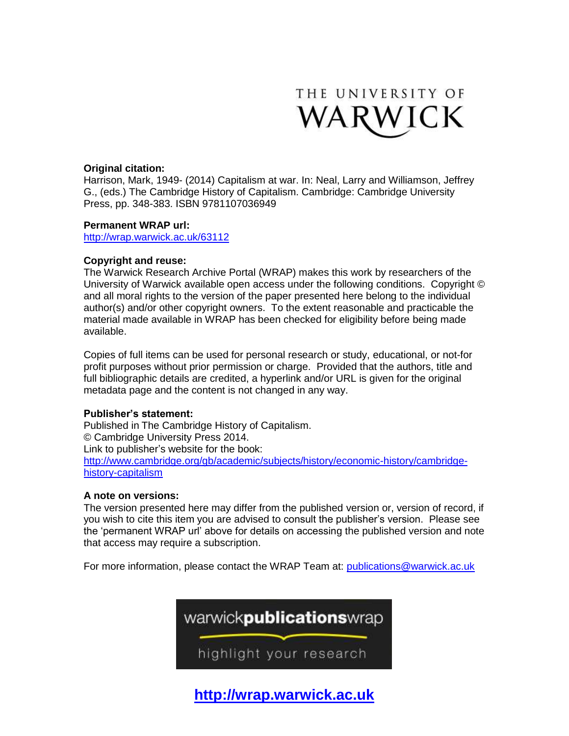THE UNIVERSITY OF WARWICK

**Original citation:**
Harrison, Mark, 1949- (2014) Capitalism at war. In: Neal, Larry and Williamson, Jeffrey G., (eds.) The Cambridge History of Capitalism. Cambridge: Cambridge University Press, pp. 348-383. ISBN 9781107036949

**Permanent WRAP url:**
http://wrap.warwick.ac.uk/63112

**Copyright and reuse:**
The Warwick Research Archive Portal (WRAP) makes this work by researchers of the University of Warwick available open access under the following conditions. Copyright © and all moral rights to the version of the paper presented here belong to the individual author(s) and/or other copyright owners. To the extent reasonable and practicable the material made available in WRAP has been checked for eligibility before being made available.

Copies of full items can be used for personal research or study, educational, or not-for profit purposes without prior permission or charge. Provided that the authors, title and full bibliographic details are credited, a hyperlink and/or URL is given for the original metadata page and the content is not changed in any way.

**Publisher's statement:**
Published in The Cambridge History of Capitalism.
© Cambridge University Press 2014.
Link to publisher's website for the book:
http://www.cambridge.org/gb/academic/subjects/history/economic-history/cambridge-history-capitalism

**A note on versions:**
The version presented here may differ from the published version or, version of record, if you wish to cite this item you are advised to consult the publisher's version. Please see the 'permanent WRAP url' above for details on accessing the published version and note that access may require a subscription.

For more information, please contact the WRAP Team at: publications@warwick.ac.uk

warwick**publications**wrap

highlight your research

**http://wrap.warwick.ac.uk**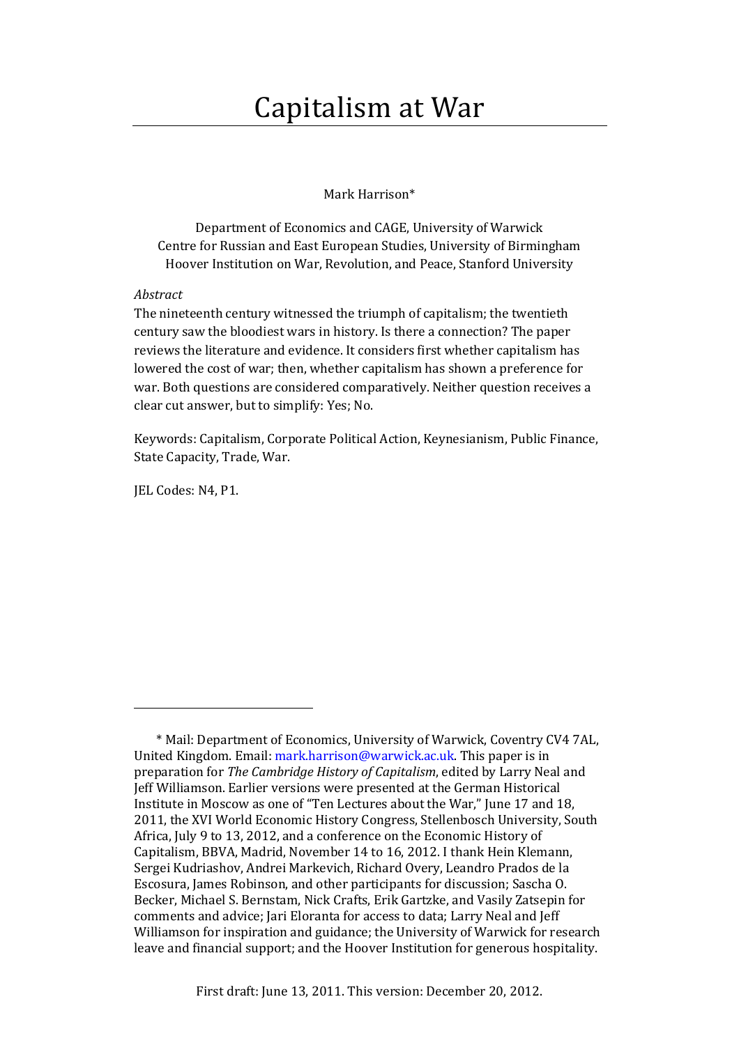# Capitalism at War

Mark Harrison*

Department of Economics and CAGE, University of Warwick
Centre for Russian and East European Studies, University of Birmingham
Hoover Institution on War, Revolution, and Peace, Stanford University

*Abstract*

The nineteenth century witnessed the triumph of capitalism; the twentieth century saw the bloodiest wars in history. Is there a connection? The paper reviews the literature and evidence. It considers first whether capitalism has lowered the cost of war; then, whether capitalism has shown a preference for war. Both questions are considered comparatively. Neither question receives a clear cut answer, but to simplify: Yes; No.

Keywords: Capitalism, Corporate Political Action, Keynesianism, Public Finance, State Capacity, Trade, War.

JEL Codes: N4, P1.

---

\* Mail: Department of Economics, University of Warwick, Coventry CV4 7AL, United Kingdom. Email: mark.harrison@warwick.ac.uk. This paper is in preparation for *The Cambridge History of Capitalism*, edited by Larry Neal and Jeff Williamson. Earlier versions were presented at the German Historical Institute in Moscow as one of "Ten Lectures about the War," June 17 and 18, 2011, the XVI World Economic History Congress, Stellenbosch University, South Africa, July 9 to 13, 2012, and a conference on the Economic History of Capitalism, BBVA, Madrid, November 14 to 16, 2012. I thank Hein Klemann, Sergei Kudriashov, Andrei Markevich, Richard Overy, Leandro Prados de la Escosura, James Robinson, and other participants for discussion; Sascha O. Becker, Michael S. Bernstam, Nick Crafts, Erik Gartzke, and Vasily Zatsepin for comments and advice; Jari Eloranta for access to data; Larry Neal and Jeff Williamson for inspiration and guidance; the University of Warwick for research leave and financial support; and the Hoover Institution for generous hospitality.

First draft: June 13, 2011. This version: December 20, 2012.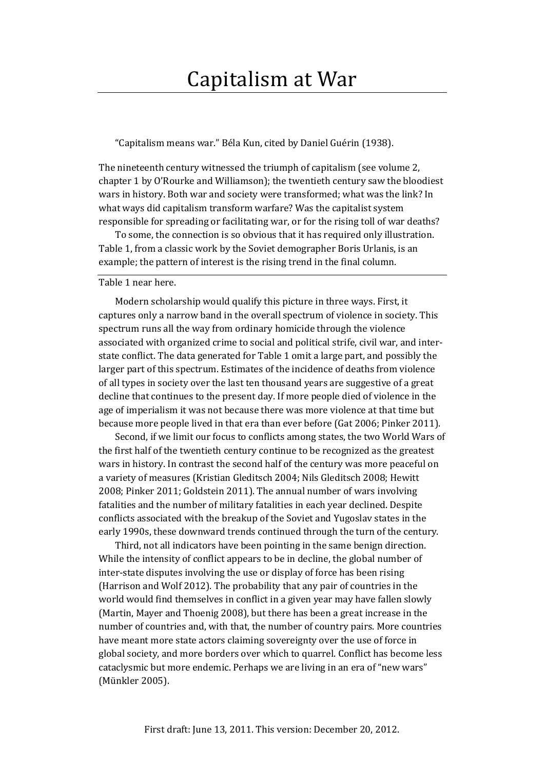# Capitalism at War

"Capitalism means war." Béla Kun, cited by Daniel Guérin (1938).

The nineteenth century witnessed the triumph of capitalism (see volume 2, chapter 1 by O'Rourke and Williamson); the twentieth century saw the bloodiest wars in history. Both war and society were transformed; what was the link? In what ways did capitalism transform warfare? Was the capitalist system responsible for spreading or facilitating war, or for the rising toll of war deaths?

To some, the connection is so obvious that it has required only illustration. Table 1, from a classic work by the Soviet demographer Boris Urlanis, is an example; the pattern of interest is the rising trend in the final column.

Table 1 near here.

Modern scholarship would qualify this picture in three ways. First, it captures only a narrow band in the overall spectrum of violence in society. This spectrum runs all the way from ordinary homicide through the violence associated with organized crime to social and political strife, civil war, and inter-state conflict. The data generated for Table 1 omit a large part, and possibly the larger part of this spectrum. Estimates of the incidence of deaths from violence of all types in society over the last ten thousand years are suggestive of a great decline that continues to the present day. If more people died of violence in the age of imperialism it was not because there was more violence at that time but because more people lived in that era than ever before (Gat 2006; Pinker 2011).

Second, if we limit our focus to conflicts among states, the two World Wars of the first half of the twentieth century continue to be recognized as the greatest wars in history. In contrast the second half of the century was more peaceful on a variety of measures (Kristian Gleditsch 2004; Nils Gleditsch 2008; Hewitt 2008; Pinker 2011; Goldstein 2011). The annual number of wars involving fatalities and the number of military fatalities in each year declined. Despite conflicts associated with the breakup of the Soviet and Yugoslav states in the early 1990s, these downward trends continued through the turn of the century.

Third, not all indicators have been pointing in the same benign direction. While the intensity of conflict appears to be in decline, the global number of inter-state disputes involving the use or display of force has been rising (Harrison and Wolf 2012). The probability that any pair of countries in the world would find themselves in conflict in a given year may have fallen slowly (Martin, Mayer and Thoenig 2008), but there has been a great increase in the number of countries and, with that, the number of country pairs. More countries have meant more state actors claiming sovereignty over the use of force in global society, and more borders over which to quarrel. Conflict has become less cataclysmic but more endemic. Perhaps we are living in an era of "new wars" (Münkler 2005).

First draft: June 13, 2011. This version: December 20, 2012.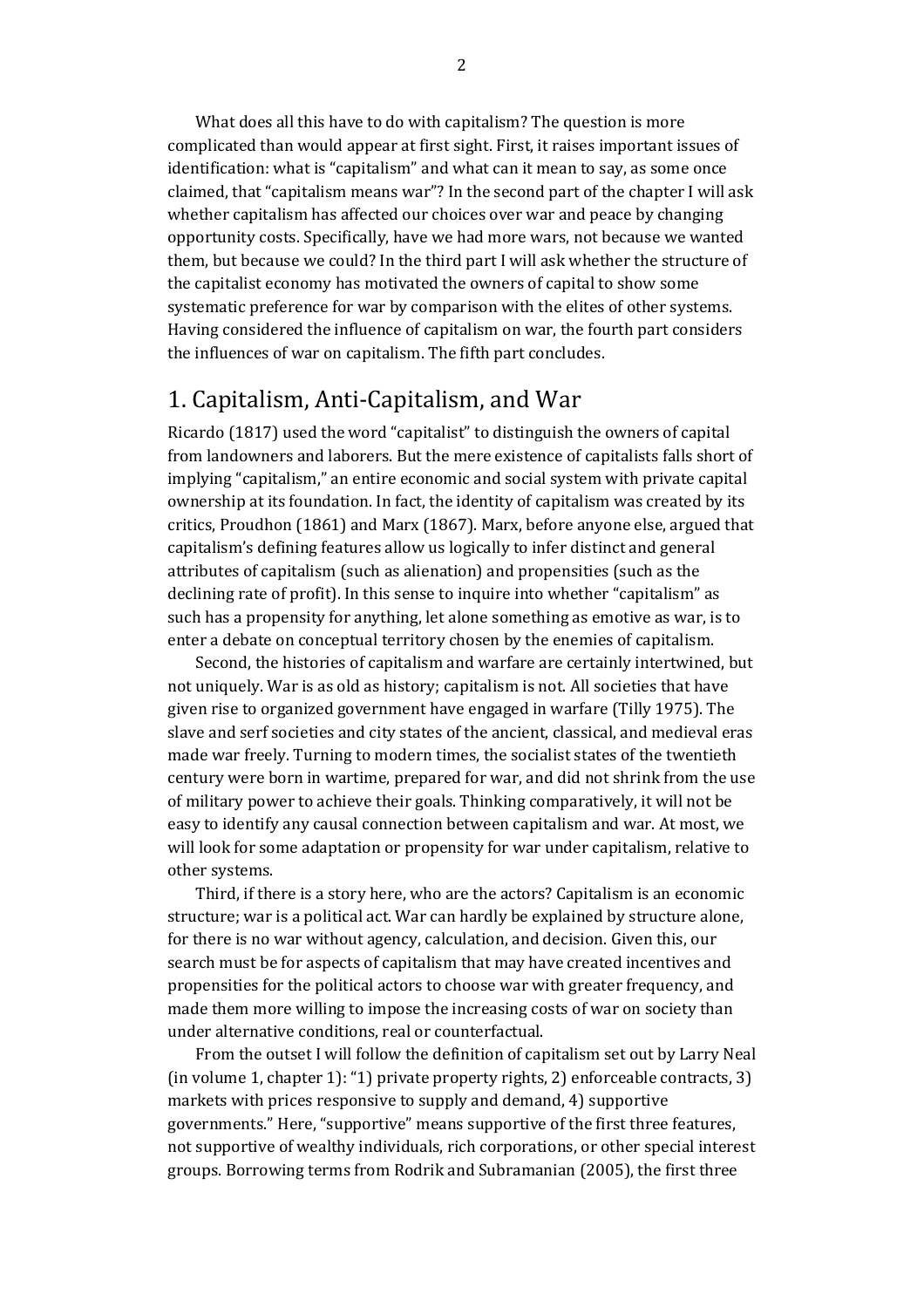What does all this have to do with capitalism? The question is more complicated than would appear at first sight. First, it raises important issues of identification: what is "capitalism" and what can it mean to say, as some once claimed, that "capitalism means war"? In the second part of the chapter I will ask whether capitalism has affected our choices over war and peace by changing opportunity costs. Specifically, have we had more wars, not because we wanted them, but because we could? In the third part I will ask whether the structure of the capitalist economy has motivated the owners of capital to show some systematic preference for war by comparison with the elites of other systems. Having considered the influence of capitalism on war, the fourth part considers the influences of war on capitalism. The fifth part concludes.

## 1. Capitalism, Anti-Capitalism, and War

Ricardo (1817) used the word "capitalist" to distinguish the owners of capital from landowners and laborers. But the mere existence of capitalists falls short of implying "capitalism," an entire economic and social system with private capital ownership at its foundation. In fact, the identity of capitalism was created by its critics, Proudhon (1861) and Marx (1867). Marx, before anyone else, argued that capitalism's defining features allow us logically to infer distinct and general attributes of capitalism (such as alienation) and propensities (such as the declining rate of profit). In this sense to inquire into whether "capitalism" as such has a propensity for anything, let alone something as emotive as war, is to enter a debate on conceptual territory chosen by the enemies of capitalism.

Second, the histories of capitalism and warfare are certainly intertwined, but not uniquely. War is as old as history; capitalism is not. All societies that have given rise to organized government have engaged in warfare (Tilly 1975). The slave and serf societies and city states of the ancient, classical, and medieval eras made war freely. Turning to modern times, the socialist states of the twentieth century were born in wartime, prepared for war, and did not shrink from the use of military power to achieve their goals. Thinking comparatively, it will not be easy to identify any causal connection between capitalism and war. At most, we will look for some adaptation or propensity for war under capitalism, relative to other systems.

Third, if there is a story here, who are the actors? Capitalism is an economic structure; war is a political act. War can hardly be explained by structure alone, for there is no war without agency, calculation, and decision. Given this, our search must be for aspects of capitalism that may have created incentives and propensities for the political actors to choose war with greater frequency, and made them more willing to impose the increasing costs of war on society than under alternative conditions, real or counterfactual.

From the outset I will follow the definition of capitalism set out by Larry Neal (in volume 1, chapter 1): "1) private property rights, 2) enforceable contracts, 3) markets with prices responsive to supply and demand, 4) supportive governments." Here, "supportive" means supportive of the first three features, not supportive of wealthy individuals, rich corporations, or other special interest groups. Borrowing terms from Rodrik and Subramanian (2005), the first three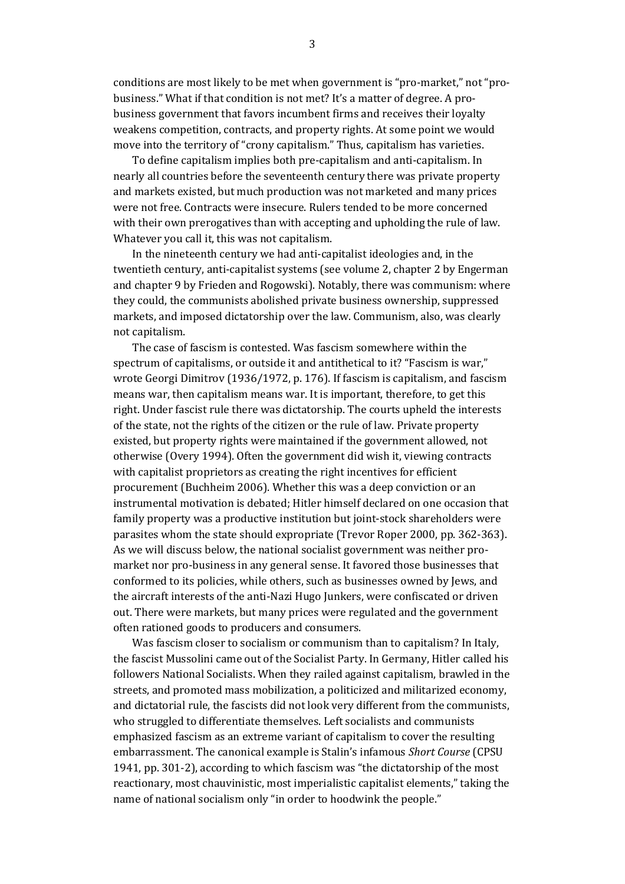conditions are most likely to be met when government is "pro-market," not "pro-business." What if that condition is not met? It's a matter of degree. A pro-business government that favors incumbent firms and receives their loyalty weakens competition, contracts, and property rights. At some point we would move into the territory of "crony capitalism." Thus, capitalism has varieties.

To define capitalism implies both pre-capitalism and anti-capitalism. In nearly all countries before the seventeenth century there was private property and markets existed, but much production was not marketed and many prices were not free. Contracts were insecure. Rulers tended to be more concerned with their own prerogatives than with accepting and upholding the rule of law. Whatever you call it, this was not capitalism.

In the nineteenth century we had anti-capitalist ideologies and, in the twentieth century, anti-capitalist systems (see volume 2, chapter 2 by Engerman and chapter 9 by Frieden and Rogowski). Notably, there was communism: where they could, the communists abolished private business ownership, suppressed markets, and imposed dictatorship over the law. Communism, also, was clearly not capitalism.

The case of fascism is contested. Was fascism somewhere within the spectrum of capitalisms, or outside it and antithetical to it? "Fascism is war," wrote Georgi Dimitrov (1936/1972, p. 176). If fascism is capitalism, and fascism means war, then capitalism means war. It is important, therefore, to get this right. Under fascist rule there was dictatorship. The courts upheld the interests of the state, not the rights of the citizen or the rule of law. Private property existed, but property rights were maintained if the government allowed, not otherwise (Overy 1994). Often the government did wish it, viewing contracts with capitalist proprietors as creating the right incentives for efficient procurement (Buchheim 2006). Whether this was a deep conviction or an instrumental motivation is debated; Hitler himself declared on one occasion that family property was a productive institution but joint-stock shareholders were parasites whom the state should expropriate (Trevor Roper 2000, pp. 362-363). As we will discuss below, the national socialist government was neither pro-market nor pro-business in any general sense. It favored those businesses that conformed to its policies, while others, such as businesses owned by Jews, and the aircraft interests of the anti-Nazi Hugo Junkers, were confiscated or driven out. There were markets, but many prices were regulated and the government often rationed goods to producers and consumers.

Was fascism closer to socialism or communism than to capitalism? In Italy, the fascist Mussolini came out of the Socialist Party. In Germany, Hitler called his followers National Socialists. When they railed against capitalism, brawled in the streets, and promoted mass mobilization, a politicized and militarized economy, and dictatorial rule, the fascists did not look very different from the communists, who struggled to differentiate themselves. Left socialists and communists emphasized fascism as an extreme variant of capitalism to cover the resulting embarrassment. The canonical example is Stalin's infamous *Short Course* (CPSU 1941, pp. 301-2), according to which fascism was "the dictatorship of the most reactionary, most chauvinistic, most imperialistic capitalist elements," taking the name of national socialism only "in order to hoodwink the people."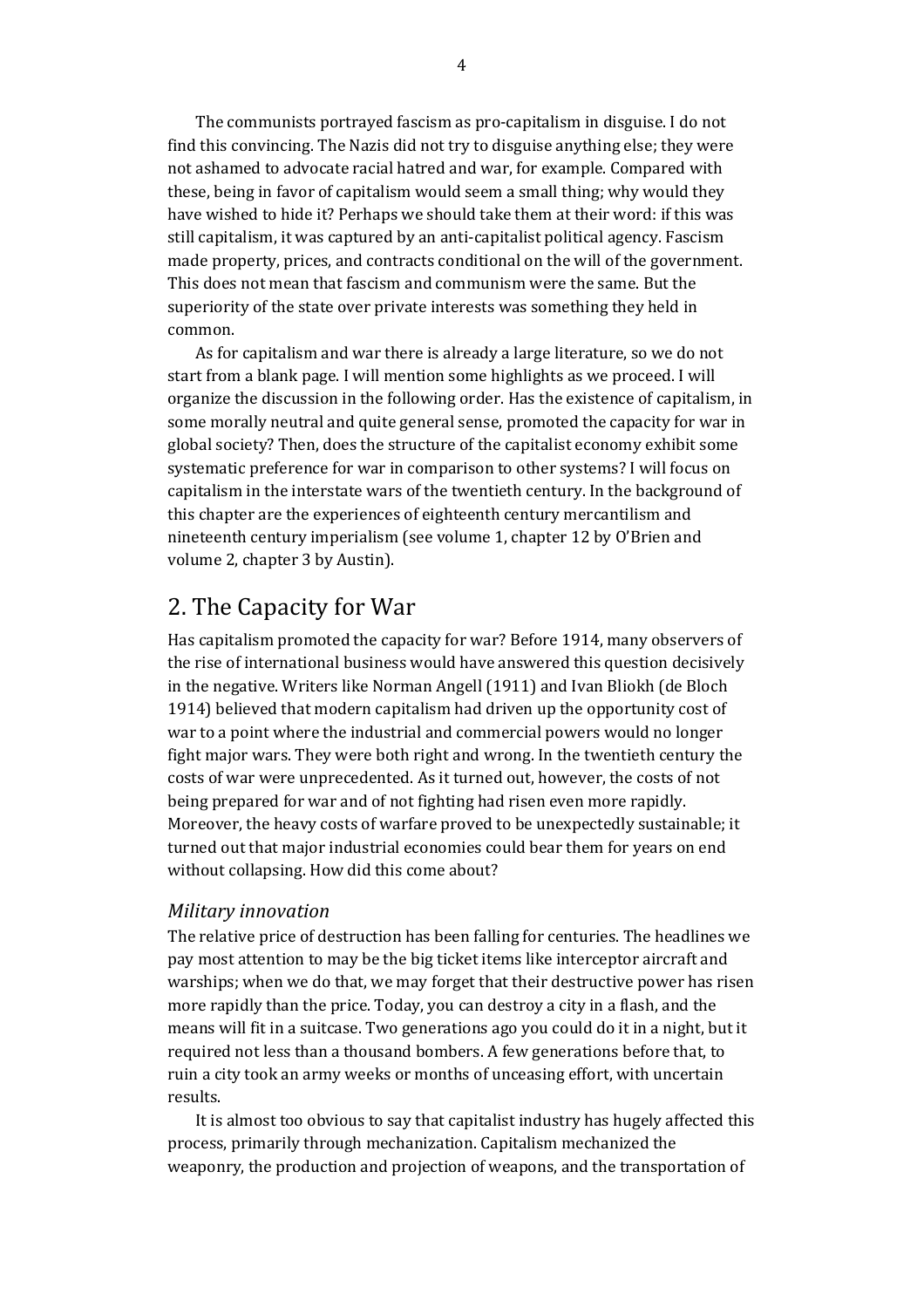The communists portrayed fascism as pro-capitalism in disguise. I do not find this convincing. The Nazis did not try to disguise anything else; they were not ashamed to advocate racial hatred and war, for example. Compared with these, being in favor of capitalism would seem a small thing; why would they have wished to hide it? Perhaps we should take them at their word: if this was still capitalism, it was captured by an anti-capitalist political agency. Fascism made property, prices, and contracts conditional on the will of the government. This does not mean that fascism and communism were the same. But the superiority of the state over private interests was something they held in common.

As for capitalism and war there is already a large literature, so we do not start from a blank page. I will mention some highlights as we proceed. I will organize the discussion in the following order. Has the existence of capitalism, in some morally neutral and quite general sense, promoted the capacity for war in global society? Then, does the structure of the capitalist economy exhibit some systematic preference for war in comparison to other systems? I will focus on capitalism in the interstate wars of the twentieth century. In the background of this chapter are the experiences of eighteenth century mercantilism and nineteenth century imperialism (see volume 1, chapter 12 by O'Brien and volume 2, chapter 3 by Austin).

## 2. The Capacity for War

Has capitalism promoted the capacity for war? Before 1914, many observers of the rise of international business would have answered this question decisively in the negative. Writers like Norman Angell (1911) and Ivan Bliokh (de Bloch 1914) believed that modern capitalism had driven up the opportunity cost of war to a point where the industrial and commercial powers would no longer fight major wars. They were both right and wrong. In the twentieth century the costs of war were unprecedented. As it turned out, however, the costs of not being prepared for war and of not fighting had risen even more rapidly. Moreover, the heavy costs of warfare proved to be unexpectedly sustainable; it turned out that major industrial economies could bear them for years on end without collapsing. How did this come about?

### *Military innovation*

The relative price of destruction has been falling for centuries. The headlines we pay most attention to may be the big ticket items like interceptor aircraft and warships; when we do that, we may forget that their destructive power has risen more rapidly than the price. Today, you can destroy a city in a flash, and the means will fit in a suitcase. Two generations ago you could do it in a night, but it required not less than a thousand bombers. A few generations before that, to ruin a city took an army weeks or months of unceasing effort, with uncertain results.

It is almost too obvious to say that capitalist industry has hugely affected this process, primarily through mechanization. Capitalism mechanized the weaponry, the production and projection of weapons, and the transportation of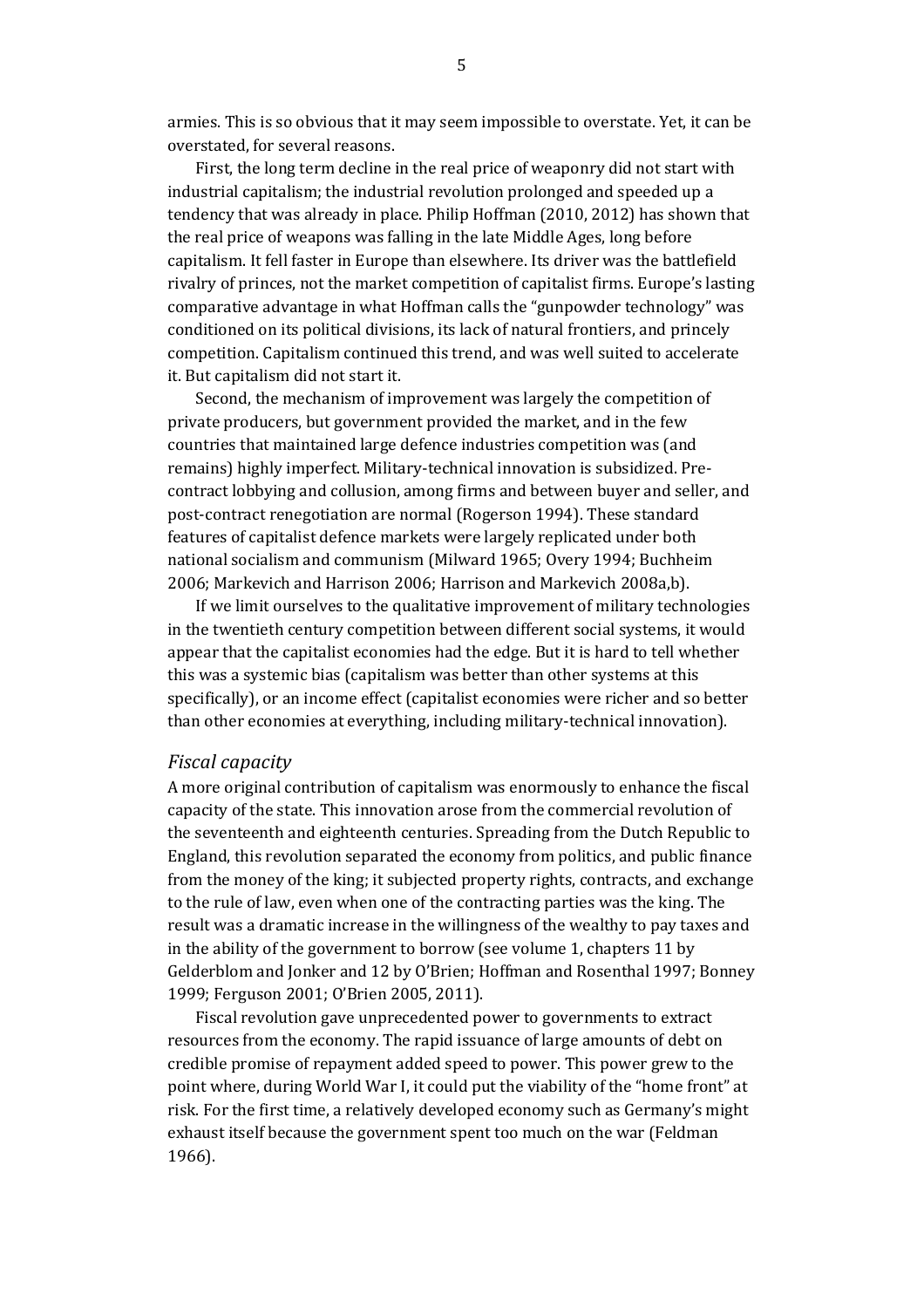armies. This is so obvious that it may seem impossible to overstate. Yet, it can be overstated, for several reasons.

First, the long term decline in the real price of weaponry did not start with industrial capitalism; the industrial revolution prolonged and speeded up a tendency that was already in place. Philip Hoffman (2010, 2012) has shown that the real price of weapons was falling in the late Middle Ages, long before capitalism. It fell faster in Europe than elsewhere. Its driver was the battlefield rivalry of princes, not the market competition of capitalist firms. Europe's lasting comparative advantage in what Hoffman calls the "gunpowder technology" was conditioned on its political divisions, its lack of natural frontiers, and princely competition. Capitalism continued this trend, and was well suited to accelerate it. But capitalism did not start it.

Second, the mechanism of improvement was largely the competition of private producers, but government provided the market, and in the few countries that maintained large defence industries competition was (and remains) highly imperfect. Military-technical innovation is subsidized. Pre-contract lobbying and collusion, among firms and between buyer and seller, and post-contract renegotiation are normal (Rogerson 1994). These standard features of capitalist defence markets were largely replicated under both national socialism and communism (Milward 1965; Overy 1994; Buchheim 2006; Markevich and Harrison 2006; Harrison and Markevich 2008a,b).

If we limit ourselves to the qualitative improvement of military technologies in the twentieth century competition between different social systems, it would appear that the capitalist economies had the edge. But it is hard to tell whether this was a systemic bias (capitalism was better than other systems at this specifically), or an income effect (capitalist economies were richer and so better than other economies at everything, including military-technical innovation).

### *Fiscal capacity*

A more original contribution of capitalism was enormously to enhance the fiscal capacity of the state. This innovation arose from the commercial revolution of the seventeenth and eighteenth centuries. Spreading from the Dutch Republic to England, this revolution separated the economy from politics, and public finance from the money of the king; it subjected property rights, contracts, and exchange to the rule of law, even when one of the contracting parties was the king. The result was a dramatic increase in the willingness of the wealthy to pay taxes and in the ability of the government to borrow (see volume 1, chapters 11 by Gelderblom and Jonker and 12 by O'Brien; Hoffman and Rosenthal 1997; Bonney 1999; Ferguson 2001; O'Brien 2005, 2011).

Fiscal revolution gave unprecedented power to governments to extract resources from the economy. The rapid issuance of large amounts of debt on credible promise of repayment added speed to power. This power grew to the point where, during World War I, it could put the viability of the "home front" at risk. For the first time, a relatively developed economy such as Germany's might exhaust itself because the government spent too much on the war (Feldman 1966).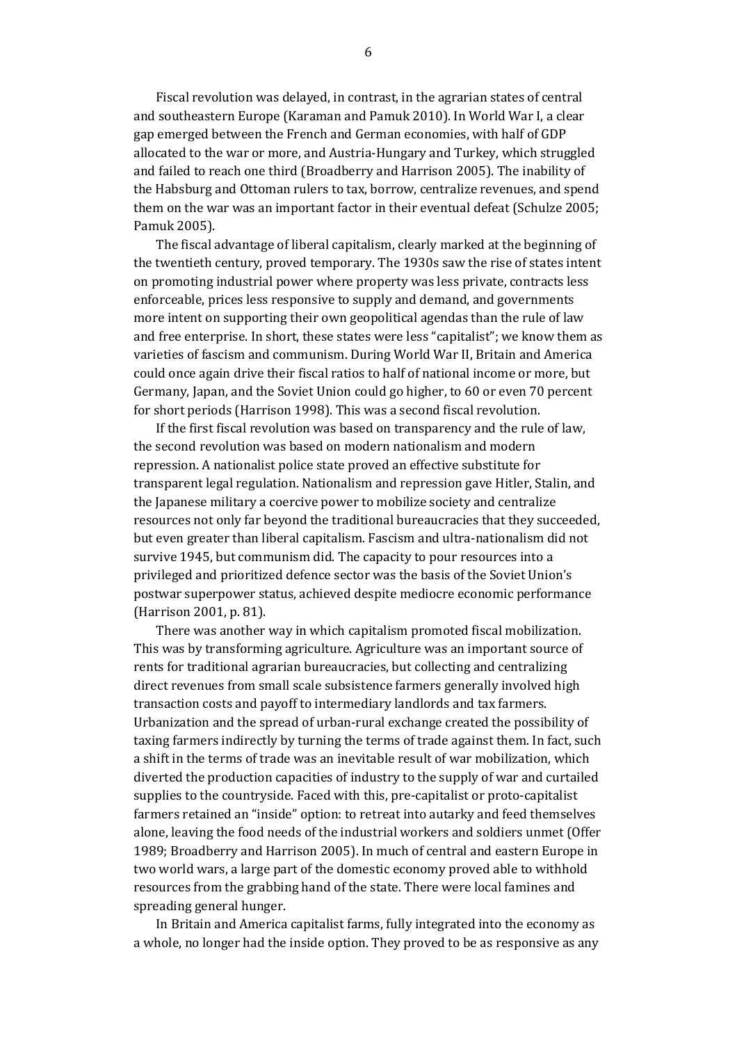Fiscal revolution was delayed, in contrast, in the agrarian states of central and southeastern Europe (Karaman and Pamuk 2010). In World War I, a clear gap emerged between the French and German economies, with half of GDP allocated to the war or more, and Austria-Hungary and Turkey, which struggled and failed to reach one third (Broadberry and Harrison 2005). The inability of the Habsburg and Ottoman rulers to tax, borrow, centralize revenues, and spend them on the war was an important factor in their eventual defeat (Schulze 2005; Pamuk 2005).

The fiscal advantage of liberal capitalism, clearly marked at the beginning of the twentieth century, proved temporary. The 1930s saw the rise of states intent on promoting industrial power where property was less private, contracts less enforceable, prices less responsive to supply and demand, and governments more intent on supporting their own geopolitical agendas than the rule of law and free enterprise. In short, these states were less "capitalist"; we know them as varieties of fascism and communism. During World War II, Britain and America could once again drive their fiscal ratios to half of national income or more, but Germany, Japan, and the Soviet Union could go higher, to 60 or even 70 percent for short periods (Harrison 1998). This was a second fiscal revolution.

If the first fiscal revolution was based on transparency and the rule of law, the second revolution was based on modern nationalism and modern repression. A nationalist police state proved an effective substitute for transparent legal regulation. Nationalism and repression gave Hitler, Stalin, and the Japanese military a coercive power to mobilize society and centralize resources not only far beyond the traditional bureaucracies that they succeeded, but even greater than liberal capitalism. Fascism and ultra-nationalism did not survive 1945, but communism did. The capacity to pour resources into a privileged and prioritized defence sector was the basis of the Soviet Union's postwar superpower status, achieved despite mediocre economic performance (Harrison 2001, p. 81).

There was another way in which capitalism promoted fiscal mobilization. This was by transforming agriculture. Agriculture was an important source of rents for traditional agrarian bureaucracies, but collecting and centralizing direct revenues from small scale subsistence farmers generally involved high transaction costs and payoff to intermediary landlords and tax farmers. Urbanization and the spread of urban-rural exchange created the possibility of taxing farmers indirectly by turning the terms of trade against them. In fact, such a shift in the terms of trade was an inevitable result of war mobilization, which diverted the production capacities of industry to the supply of war and curtailed supplies to the countryside. Faced with this, pre-capitalist or proto-capitalist farmers retained an "inside" option: to retreat into autarky and feed themselves alone, leaving the food needs of the industrial workers and soldiers unmet (Offer 1989; Broadberry and Harrison 2005). In much of central and eastern Europe in two world wars, a large part of the domestic economy proved able to withhold resources from the grabbing hand of the state. There were local famines and spreading general hunger.

In Britain and America capitalist farms, fully integrated into the economy as a whole, no longer had the inside option. They proved to be as responsive as any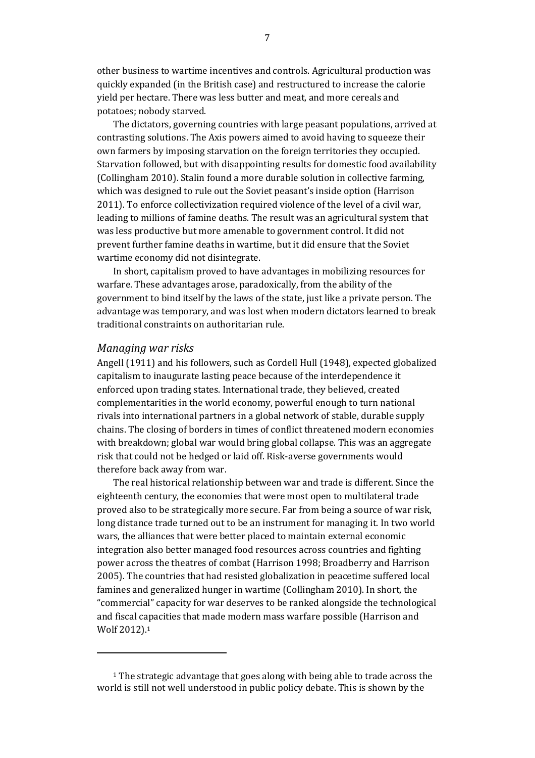other business to wartime incentives and controls. Agricultural production was quickly expanded (in the British case) and restructured to increase the calorie yield per hectare. There was less butter and meat, and more cereals and potatoes; nobody starved.

The dictators, governing countries with large peasant populations, arrived at contrasting solutions. The Axis powers aimed to avoid having to squeeze their own farmers by imposing starvation on the foreign territories they occupied. Starvation followed, but with disappointing results for domestic food availability (Collingham 2010). Stalin found a more durable solution in collective farming, which was designed to rule out the Soviet peasant's inside option (Harrison 2011). To enforce collectivization required violence of the level of a civil war, leading to millions of famine deaths. The result was an agricultural system that was less productive but more amenable to government control. It did not prevent further famine deaths in wartime, but it did ensure that the Soviet wartime economy did not disintegrate.

In short, capitalism proved to have advantages in mobilizing resources for warfare. These advantages arose, paradoxically, from the ability of the government to bind itself by the laws of the state, just like a private person. The advantage was temporary, and was lost when modern dictators learned to break traditional constraints on authoritarian rule.

### *Managing war risks*

Angell (1911) and his followers, such as Cordell Hull (1948), expected globalized capitalism to inaugurate lasting peace because of the interdependence it enforced upon trading states. International trade, they believed, created complementarities in the world economy, powerful enough to turn national rivals into international partners in a global network of stable, durable supply chains. The closing of borders in times of conflict threatened modern economies with breakdown; global war would bring global collapse. This was an aggregate risk that could not be hedged or laid off. Risk-averse governments would therefore back away from war.

The real historical relationship between war and trade is different. Since the eighteenth century, the economies that were most open to multilateral trade proved also to be strategically more secure. Far from being a source of war risk, long distance trade turned out to be an instrument for managing it. In two world wars, the alliances that were better placed to maintain external economic integration also better managed food resources across countries and fighting power across the theatres of combat (Harrison 1998; Broadberry and Harrison 2005). The countries that had resisted globalization in peacetime suffered local famines and generalized hunger in wartime (Collingham 2010). In short, the "commercial" capacity for war deserves to be ranked alongside the technological and fiscal capacities that made modern mass warfare possible (Harrison and Wolf 2012).[1]

---

[1] The strategic advantage that goes along with being able to trade across the world is still not well understood in public policy debate. This is shown by the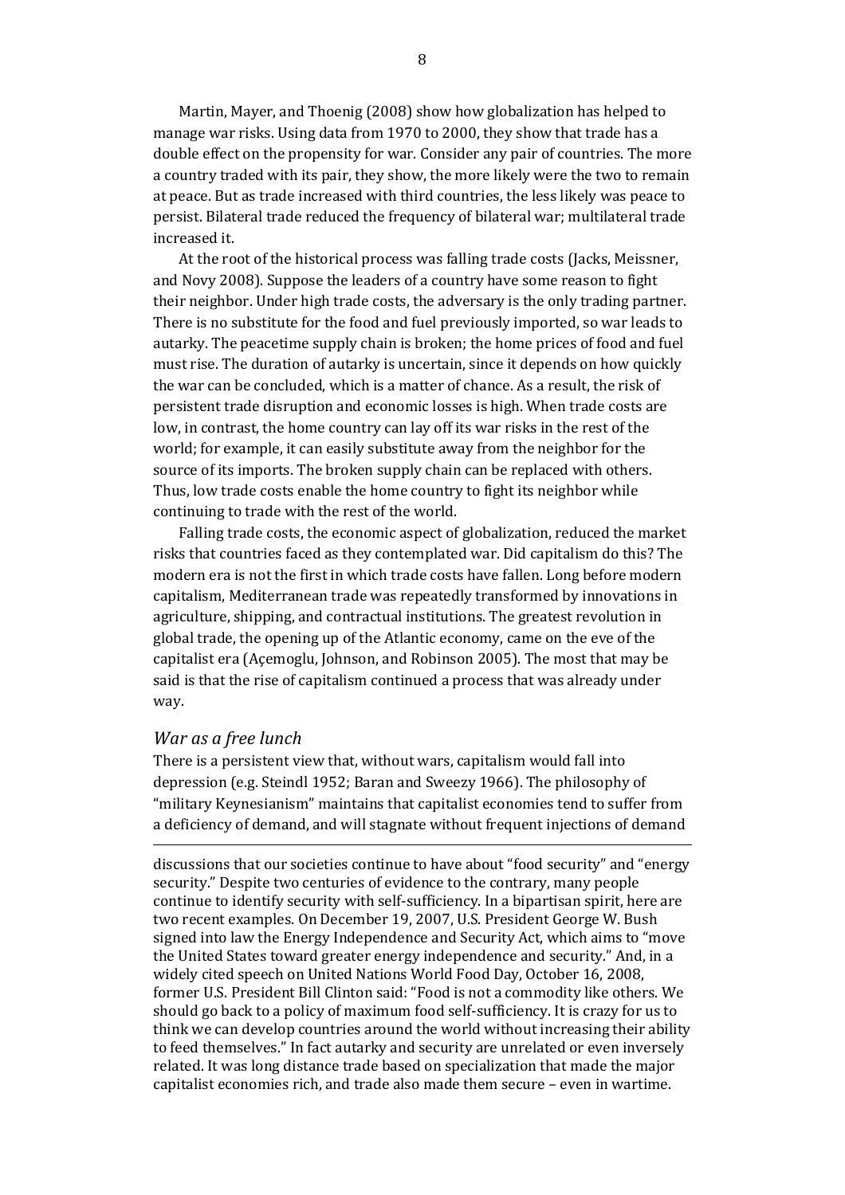Martin, Mayer, and Thoenig (2008) show how globalization has helped to manage war risks. Using data from 1970 to 2000, they show that trade has a double effect on the propensity for war. Consider any pair of countries. The more a country traded with its pair, they show, the more likely were the two to remain at peace. But as trade increased with third countries, the less likely was peace to persist. Bilateral trade reduced the frequency of bilateral war; multilateral trade increased it.

At the root of the historical process was falling trade costs (Jacks, Meissner, and Novy 2008). Suppose the leaders of a country have some reason to fight their neighbor. Under high trade costs, the adversary is the only trading partner. There is no substitute for the food and fuel previously imported, so war leads to autarky. The peacetime supply chain is broken; the home prices of food and fuel must rise. The duration of autarky is uncertain, since it depends on how quickly the war can be concluded, which is a matter of chance. As a result, the risk of persistent trade disruption and economic losses is high. When trade costs are low, in contrast, the home country can lay off its war risks in the rest of the world; for example, it can easily substitute away from the neighbor for the source of its imports. The broken supply chain can be replaced with others. Thus, low trade costs enable the home country to fight its neighbor while continuing to trade with the rest of the world.

Falling trade costs, the economic aspect of globalization, reduced the market risks that countries faced as they contemplated war. Did capitalism do this? The modern era is not the first in which trade costs have fallen. Long before modern capitalism, Mediterranean trade was repeatedly transformed by innovations in agriculture, shipping, and contractual institutions. The greatest revolution in global trade, the opening up of the Atlantic economy, came on the eve of the capitalist era (Açemoglu, Johnson, and Robinson 2005). The most that may be said is that the rise of capitalism continued a process that was already under way.

### *War as a free lunch*

There is a persistent view that, without wars, capitalism would fall into depression (e.g. Steindl 1952; Baran and Sweezy 1966). The philosophy of "military Keynesianism" maintains that capitalist economies tend to suffer from a deficiency of demand, and will stagnate without frequent injections of demand

---

discussions that our societies continue to have about "food security" and "energy security." Despite two centuries of evidence to the contrary, many people continue to identify security with self-sufficiency. In a bipartisan spirit, here are two recent examples. On December 19, 2007, U.S. President George W. Bush signed into law the Energy Independence and Security Act, which aims to "move the United States toward greater energy independence and security." And, in a widely cited speech on United Nations World Food Day, October 16, 2008, former U.S. President Bill Clinton said: "Food is not a commodity like others. We should go back to a policy of maximum food self-sufficiency. It is crazy for us to think we can develop countries around the world without increasing their ability to feed themselves." In fact autarky and security are unrelated or even inversely related. It was long distance trade based on specialization that made the major capitalist economies rich, and trade also made them secure – even in wartime.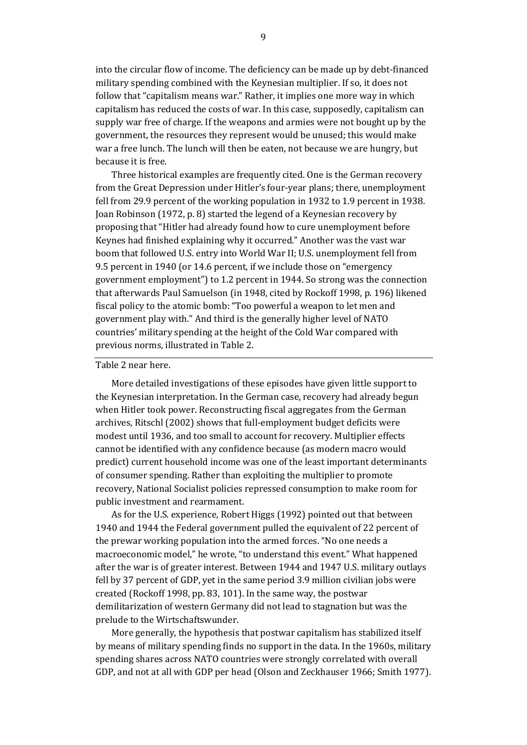into the circular flow of income. The deficiency can be made up by debt-financed military spending combined with the Keynesian multiplier. If so, it does not follow that "capitalism means war." Rather, it implies one more way in which capitalism has reduced the costs of war. In this case, supposedly, capitalism can supply war free of charge. If the weapons and armies were not bought up by the government, the resources they represent would be unused; this would make war a free lunch. The lunch will then be eaten, not because we are hungry, but because it is free.

Three historical examples are frequently cited. One is the German recovery from the Great Depression under Hitler's four-year plans; there, unemployment fell from 29.9 percent of the working population in 1932 to 1.9 percent in 1938. Joan Robinson (1972, p. 8) started the legend of a Keynesian recovery by proposing that "Hitler had already found how to cure unemployment before Keynes had finished explaining why it occurred." Another was the vast war boom that followed U.S. entry into World War II; U.S. unemployment fell from 9.5 percent in 1940 (or 14.6 percent, if we include those on "emergency government employment") to 1.2 percent in 1944. So strong was the connection that afterwards Paul Samuelson (in 1948, cited by Rockoff 1998, p. 196) likened fiscal policy to the atomic bomb: "Too powerful a weapon to let men and government play with." And third is the generally higher level of NATO countries' military spending at the height of the Cold War compared with previous norms, illustrated in Table 2.

Table 2 near here.

More detailed investigations of these episodes have given little support to the Keynesian interpretation. In the German case, recovery had already begun when Hitler took power. Reconstructing fiscal aggregates from the German archives, Ritschl (2002) shows that full-employment budget deficits were modest until 1936, and too small to account for recovery. Multiplier effects cannot be identified with any confidence because (as modern macro would predict) current household income was one of the least important determinants of consumer spending. Rather than exploiting the multiplier to promote recovery, National Socialist policies repressed consumption to make room for public investment and rearmament.

As for the U.S. experience, Robert Higgs (1992) pointed out that between 1940 and 1944 the Federal government pulled the equivalent of 22 percent of the prewar working population into the armed forces. "No one needs a macroeconomic model," he wrote, "to understand this event." What happened after the war is of greater interest. Between 1944 and 1947 U.S. military outlays fell by 37 percent of GDP, yet in the same period 3.9 million civilian jobs were created (Rockoff 1998, pp. 83, 101). In the same way, the postwar demilitarization of western Germany did not lead to stagnation but was the prelude to the Wirtschaftswunder.

More generally, the hypothesis that postwar capitalism has stabilized itself by means of military spending finds no support in the data. In the 1960s, military spending shares across NATO countries were strongly correlated with overall GDP, and not at all with GDP per head (Olson and Zeckhauser 1966; Smith 1977).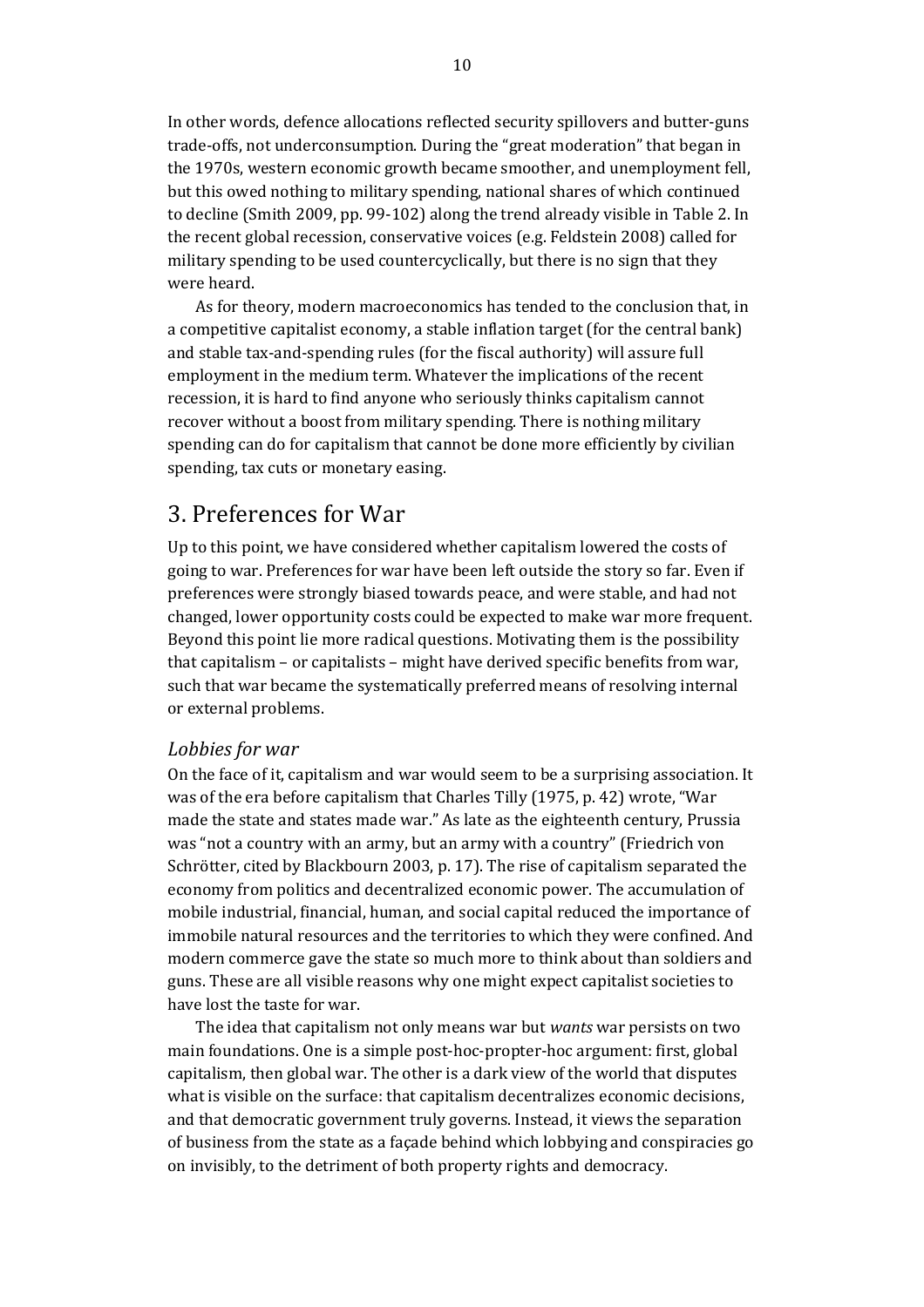In other words, defence allocations reflected security spillovers and butter-guns trade-offs, not underconsumption. During the "great moderation" that began in the 1970s, western economic growth became smoother, and unemployment fell, but this owed nothing to military spending, national shares of which continued to decline (Smith 2009, pp. 99-102) along the trend already visible in Table 2. In the recent global recession, conservative voices (e.g. Feldstein 2008) called for military spending to be used countercyclically, but there is no sign that they were heard.

As for theory, modern macroeconomics has tended to the conclusion that, in a competitive capitalist economy, a stable inflation target (for the central bank) and stable tax-and-spending rules (for the fiscal authority) will assure full employment in the medium term. Whatever the implications of the recent recession, it is hard to find anyone who seriously thinks capitalism cannot recover without a boost from military spending. There is nothing military spending can do for capitalism that cannot be done more efficiently by civilian spending, tax cuts or monetary easing.

## 3. Preferences for War

Up to this point, we have considered whether capitalism lowered the costs of going to war. Preferences for war have been left outside the story so far. Even if preferences were strongly biased towards peace, and were stable, and had not changed, lower opportunity costs could be expected to make war more frequent. Beyond this point lie more radical questions. Motivating them is the possibility that capitalism – or capitalists – might have derived specific benefits from war, such that war became the systematically preferred means of resolving internal or external problems.

### *Lobbies for war*

On the face of it, capitalism and war would seem to be a surprising association. It was of the era before capitalism that Charles Tilly (1975, p. 42) wrote, "War made the state and states made war." As late as the eighteenth century, Prussia was "not a country with an army, but an army with a country" (Friedrich von Schrötter, cited by Blackbourn 2003, p. 17). The rise of capitalism separated the economy from politics and decentralized economic power. The accumulation of mobile industrial, financial, human, and social capital reduced the importance of immobile natural resources and the territories to which they were confined. And modern commerce gave the state so much more to think about than soldiers and guns. These are all visible reasons why one might expect capitalist societies to have lost the taste for war.

The idea that capitalism not only means war but *wants* war persists on two main foundations. One is a simple post-hoc-propter-hoc argument: first, global capitalism, then global war. The other is a dark view of the world that disputes what is visible on the surface: that capitalism decentralizes economic decisions, and that democratic government truly governs. Instead, it views the separation of business from the state as a façade behind which lobbying and conspiracies go on invisibly, to the detriment of both property rights and democracy.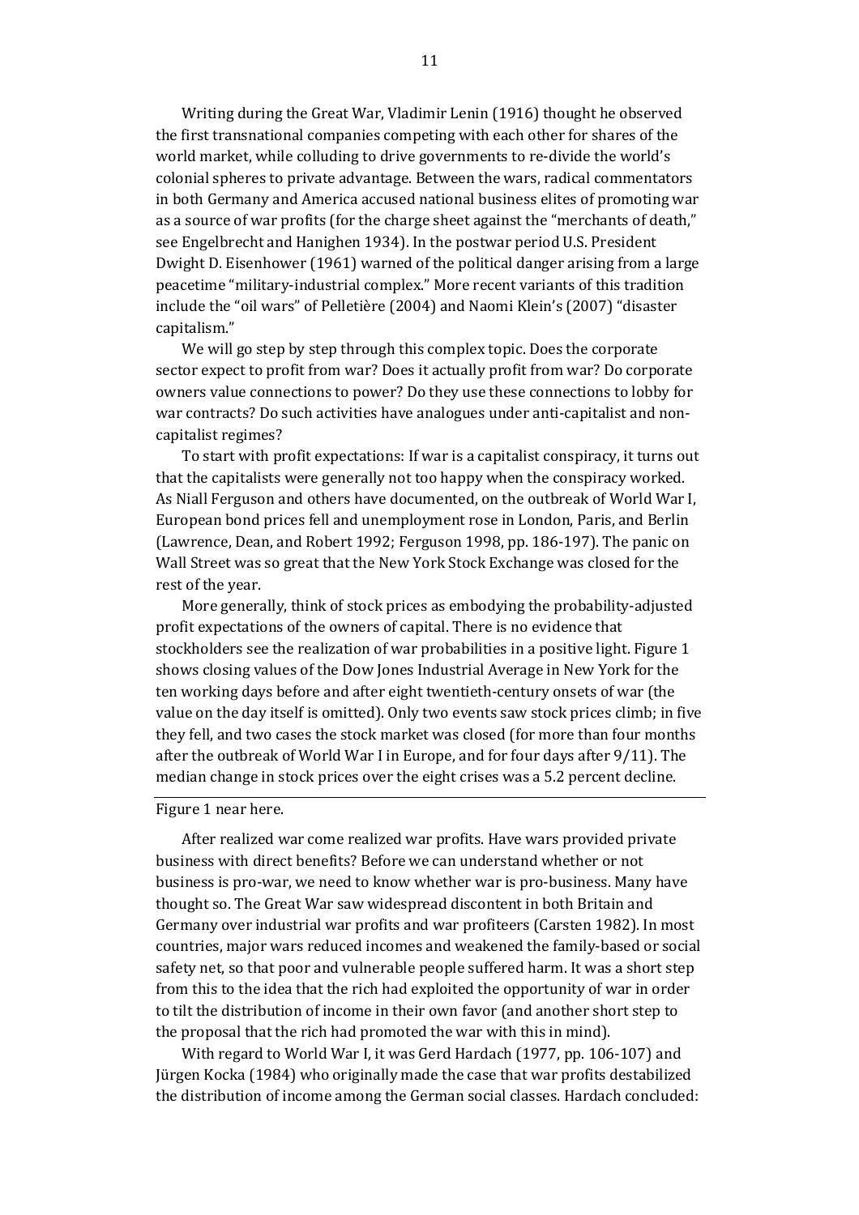Writing during the Great War, Vladimir Lenin (1916) thought he observed the first transnational companies competing with each other for shares of the world market, while colluding to drive governments to re-divide the world's colonial spheres to private advantage. Between the wars, radical commentators in both Germany and America accused national business elites of promoting war as a source of war profits (for the charge sheet against the "merchants of death," see Engelbrecht and Hanighen 1934). In the postwar period U.S. President Dwight D. Eisenhower (1961) warned of the political danger arising from a large peacetime "military-industrial complex." More recent variants of this tradition include the "oil wars" of Pelletière (2004) and Naomi Klein's (2007) "disaster capitalism."

We will go step by step through this complex topic. Does the corporate sector expect to profit from war? Does it actually profit from war? Do corporate owners value connections to power? Do they use these connections to lobby for war contracts? Do such activities have analogues under anti-capitalist and non-capitalist regimes?

To start with profit expectations: If war is a capitalist conspiracy, it turns out that the capitalists were generally not too happy when the conspiracy worked. As Niall Ferguson and others have documented, on the outbreak of World War I, European bond prices fell and unemployment rose in London, Paris, and Berlin (Lawrence, Dean, and Robert 1992; Ferguson 1998, pp. 186-197). The panic on Wall Street was so great that the New York Stock Exchange was closed for the rest of the year.

More generally, think of stock prices as embodying the probability-adjusted profit expectations of the owners of capital. There is no evidence that stockholders see the realization of war probabilities in a positive light. Figure 1 shows closing values of the Dow Jones Industrial Average in New York for the ten working days before and after eight twentieth-century onsets of war (the value on the day itself is omitted). Only two events saw stock prices climb; in five they fell, and two cases the stock market was closed (for more than four months after the outbreak of World War I in Europe, and for four days after 9/11). The median change in stock prices over the eight crises was a 5.2 percent decline.

Figure 1 near here.

After realized war come realized war profits. Have wars provided private business with direct benefits? Before we can understand whether or not business is pro-war, we need to know whether war is pro-business. Many have thought so. The Great War saw widespread discontent in both Britain and Germany over industrial war profits and war profiteers (Carsten 1982). In most countries, major wars reduced incomes and weakened the family-based or social safety net, so that poor and vulnerable people suffered harm. It was a short step from this to the idea that the rich had exploited the opportunity of war in order to tilt the distribution of income in their own favor (and another short step to the proposal that the rich had promoted the war with this in mind).

With regard to World War I, it was Gerd Hardach (1977, pp. 106-107) and Jürgen Kocka (1984) who originally made the case that war profits destabilized the distribution of income among the German social classes. Hardach concluded: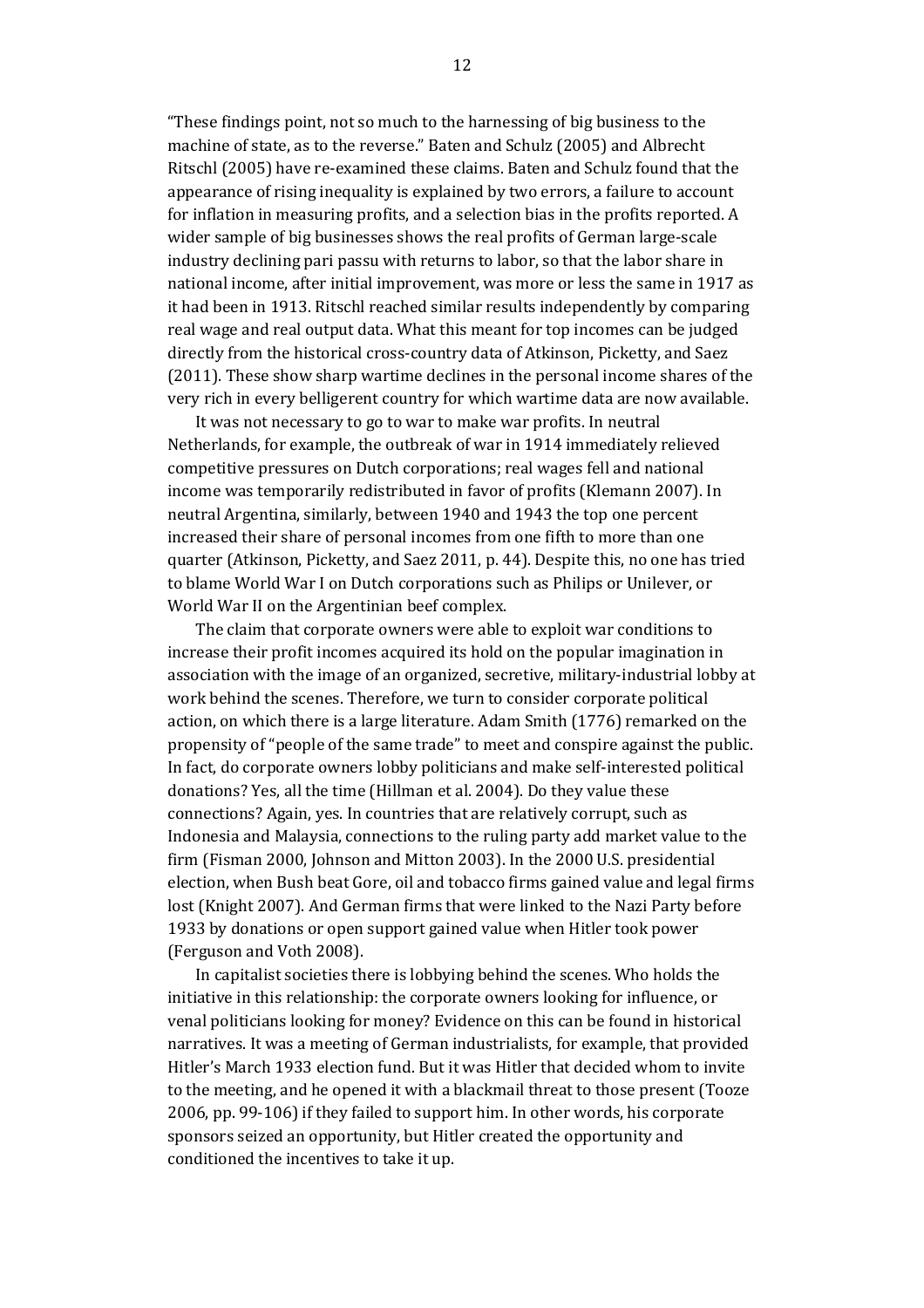"These findings point, not so much to the harnessing of big business to the machine of state, as to the reverse." Baten and Schulz (2005) and Albrecht Ritschl (2005) have re-examined these claims. Baten and Schulz found that the appearance of rising inequality is explained by two errors, a failure to account for inflation in measuring profits, and a selection bias in the profits reported. A wider sample of big businesses shows the real profits of German large-scale industry declining pari passu with returns to labor, so that the labor share in national income, after initial improvement, was more or less the same in 1917 as it had been in 1913. Ritschl reached similar results independently by comparing real wage and real output data. What this meant for top incomes can be judged directly from the historical cross-country data of Atkinson, Picketty, and Saez (2011). These show sharp wartime declines in the personal income shares of the very rich in every belligerent country for which wartime data are now available.

It was not necessary to go to war to make war profits. In neutral Netherlands, for example, the outbreak of war in 1914 immediately relieved competitive pressures on Dutch corporations; real wages fell and national income was temporarily redistributed in favor of profits (Klemann 2007). In neutral Argentina, similarly, between 1940 and 1943 the top one percent increased their share of personal incomes from one fifth to more than one quarter (Atkinson, Picketty, and Saez 2011, p. 44). Despite this, no one has tried to blame World War I on Dutch corporations such as Philips or Unilever, or World War II on the Argentinian beef complex.

The claim that corporate owners were able to exploit war conditions to increase their profit incomes acquired its hold on the popular imagination in association with the image of an organized, secretive, military-industrial lobby at work behind the scenes. Therefore, we turn to consider corporate political action, on which there is a large literature. Adam Smith (1776) remarked on the propensity of "people of the same trade" to meet and conspire against the public. In fact, do corporate owners lobby politicians and make self-interested political donations? Yes, all the time (Hillman et al. 2004). Do they value these connections? Again, yes. In countries that are relatively corrupt, such as Indonesia and Malaysia, connections to the ruling party add market value to the firm (Fisman 2000, Johnson and Mitton 2003). In the 2000 U.S. presidential election, when Bush beat Gore, oil and tobacco firms gained value and legal firms lost (Knight 2007). And German firms that were linked to the Nazi Party before 1933 by donations or open support gained value when Hitler took power (Ferguson and Voth 2008).

In capitalist societies there is lobbying behind the scenes. Who holds the initiative in this relationship: the corporate owners looking for influence, or venal politicians looking for money? Evidence on this can be found in historical narratives. It was a meeting of German industrialists, for example, that provided Hitler's March 1933 election fund. But it was Hitler that decided whom to invite to the meeting, and he opened it with a blackmail threat to those present (Tooze 2006, pp. 99-106) if they failed to support him. In other words, his corporate sponsors seized an opportunity, but Hitler created the opportunity and conditioned the incentives to take it up.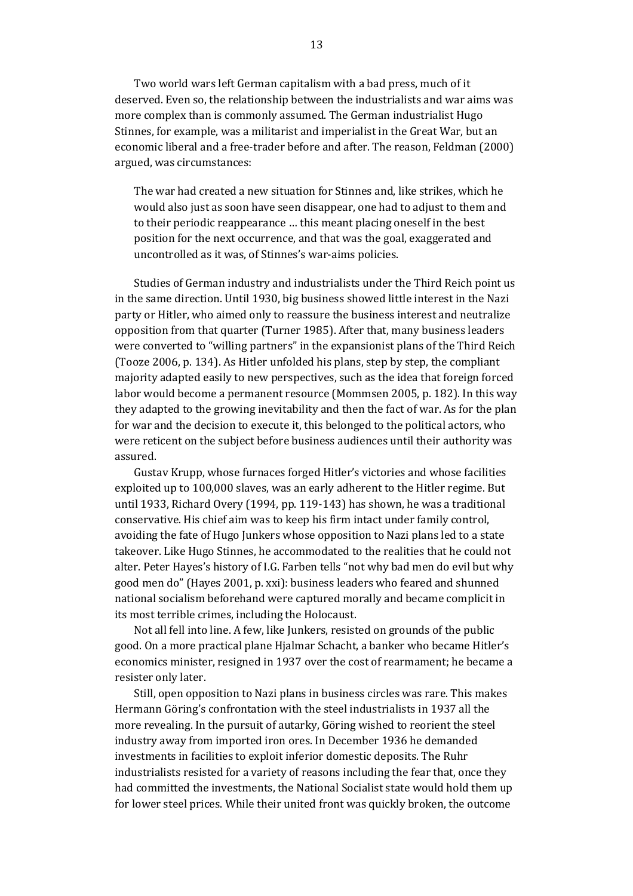Two world wars left German capitalism with a bad press, much of it deserved. Even so, the relationship between the industrialists and war aims was more complex than is commonly assumed. The German industrialist Hugo Stinnes, for example, was a militarist and imperialist in the Great War, but an economic liberal and a free-trader before and after. The reason, Feldman (2000) argued, was circumstances:

> The war had created a new situation for Stinnes and, like strikes, which he would also just as soon have seen disappear, one had to adjust to them and to their periodic reappearance … this meant placing oneself in the best position for the next occurrence, and that was the goal, exaggerated and uncontrolled as it was, of Stinnes's war-aims policies.

Studies of German industry and industrialists under the Third Reich point us in the same direction. Until 1930, big business showed little interest in the Nazi party or Hitler, who aimed only to reassure the business interest and neutralize opposition from that quarter (Turner 1985). After that, many business leaders were converted to "willing partners" in the expansionist plans of the Third Reich (Tooze 2006, p. 134). As Hitler unfolded his plans, step by step, the compliant majority adapted easily to new perspectives, such as the idea that foreign forced labor would become a permanent resource (Mommsen 2005, p. 182). In this way they adapted to the growing inevitability and then the fact of war. As for the plan for war and the decision to execute it, this belonged to the political actors, who were reticent on the subject before business audiences until their authority was assured.

Gustav Krupp, whose furnaces forged Hitler's victories and whose facilities exploited up to 100,000 slaves, was an early adherent to the Hitler regime. But until 1933, Richard Overy (1994, pp. 119-143) has shown, he was a traditional conservative. His chief aim was to keep his firm intact under family control, avoiding the fate of Hugo Junkers whose opposition to Nazi plans led to a state takeover. Like Hugo Stinnes, he accommodated to the realities that he could not alter. Peter Hayes's history of I.G. Farben tells "not why bad men do evil but why good men do" (Hayes 2001, p. xxi): business leaders who feared and shunned national socialism beforehand were captured morally and became complicit in its most terrible crimes, including the Holocaust.

Not all fell into line. A few, like Junkers, resisted on grounds of the public good. On a more practical plane Hjalmar Schacht, a banker who became Hitler's economics minister, resigned in 1937 over the cost of rearmament; he became a resister only later.

Still, open opposition to Nazi plans in business circles was rare. This makes Hermann Göring's confrontation with the steel industrialists in 1937 all the more revealing. In the pursuit of autarky, Göring wished to reorient the steel industry away from imported iron ores. In December 1936 he demanded investments in facilities to exploit inferior domestic deposits. The Ruhr industrialists resisted for a variety of reasons including the fear that, once they had committed the investments, the National Socialist state would hold them up for lower steel prices. While their united front was quickly broken, the outcome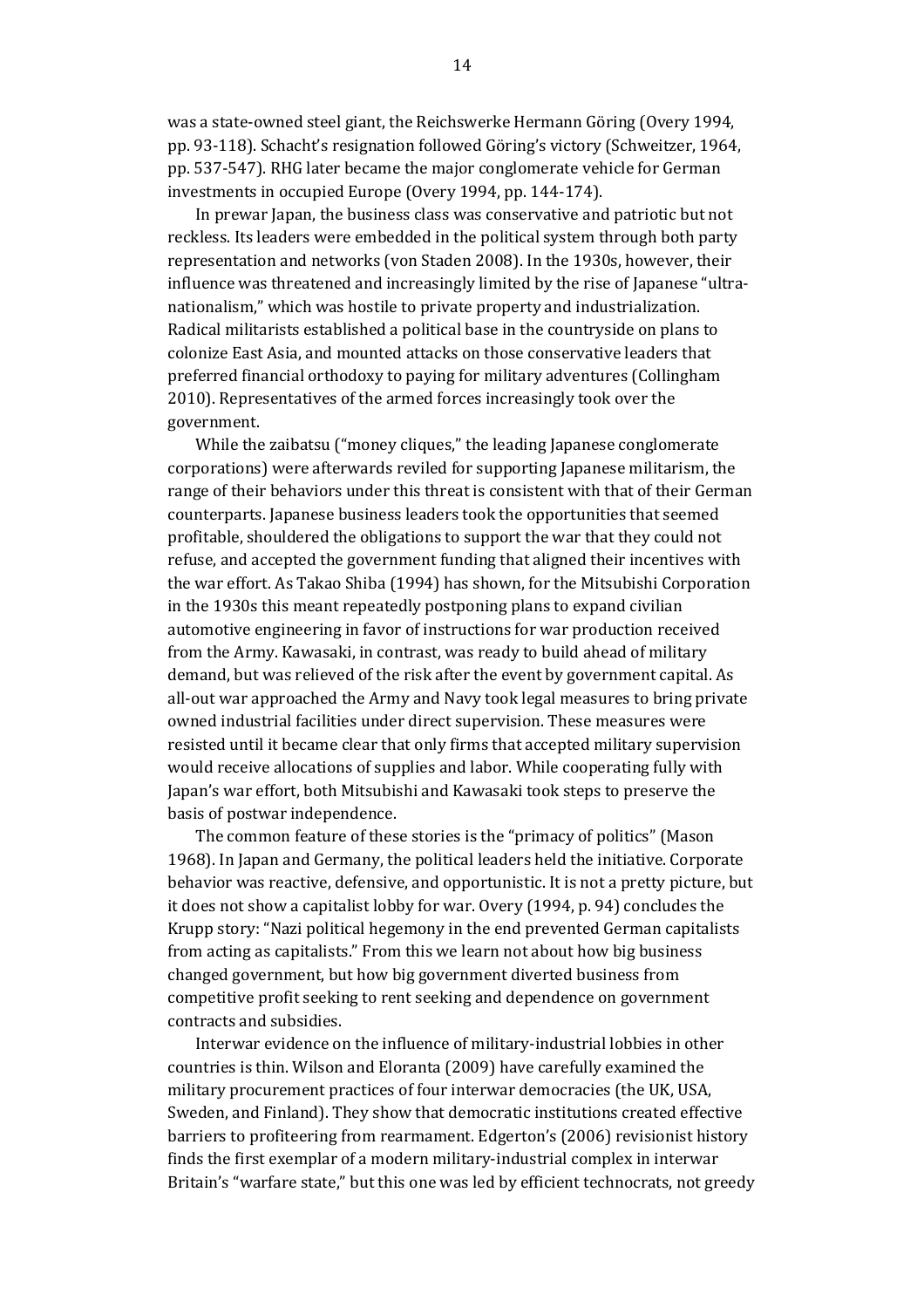was a state-owned steel giant, the Reichswerke Hermann Göring (Overy 1994, pp. 93-118). Schacht's resignation followed Göring's victory (Schweitzer, 1964, pp. 537-547). RHG later became the major conglomerate vehicle for German investments in occupied Europe (Overy 1994, pp. 144-174).

In prewar Japan, the business class was conservative and patriotic but not reckless. Its leaders were embedded in the political system through both party representation and networks (von Staden 2008). In the 1930s, however, their influence was threatened and increasingly limited by the rise of Japanese "ultra-nationalism," which was hostile to private property and industrialization. Radical militarists established a political base in the countryside on plans to colonize East Asia, and mounted attacks on those conservative leaders that preferred financial orthodoxy to paying for military adventures (Collingham 2010). Representatives of the armed forces increasingly took over the government.

While the zaibatsu ("money cliques," the leading Japanese conglomerate corporations) were afterwards reviled for supporting Japanese militarism, the range of their behaviors under this threat is consistent with that of their German counterparts. Japanese business leaders took the opportunities that seemed profitable, shouldered the obligations to support the war that they could not refuse, and accepted the government funding that aligned their incentives with the war effort. As Takao Shiba (1994) has shown, for the Mitsubishi Corporation in the 1930s this meant repeatedly postponing plans to expand civilian automotive engineering in favor of instructions for war production received from the Army. Kawasaki, in contrast, was ready to build ahead of military demand, but was relieved of the risk after the event by government capital. As all-out war approached the Army and Navy took legal measures to bring private owned industrial facilities under direct supervision. These measures were resisted until it became clear that only firms that accepted military supervision would receive allocations of supplies and labor. While cooperating fully with Japan's war effort, both Mitsubishi and Kawasaki took steps to preserve the basis of postwar independence.

The common feature of these stories is the "primacy of politics" (Mason 1968). In Japan and Germany, the political leaders held the initiative. Corporate behavior was reactive, defensive, and opportunistic. It is not a pretty picture, but it does not show a capitalist lobby for war. Overy (1994, p. 94) concludes the Krupp story: "Nazi political hegemony in the end prevented German capitalists from acting as capitalists." From this we learn not about how big business changed government, but how big government diverted business from competitive profit seeking to rent seeking and dependence on government contracts and subsidies.

Interwar evidence on the influence of military-industrial lobbies in other countries is thin. Wilson and Eloranta (2009) have carefully examined the military procurement practices of four interwar democracies (the UK, USA, Sweden, and Finland). They show that democratic institutions created effective barriers to profiteering from rearmament. Edgerton's (2006) revisionist history finds the first exemplar of a modern military-industrial complex in interwar Britain's "warfare state," but this one was led by efficient technocrats, not greedy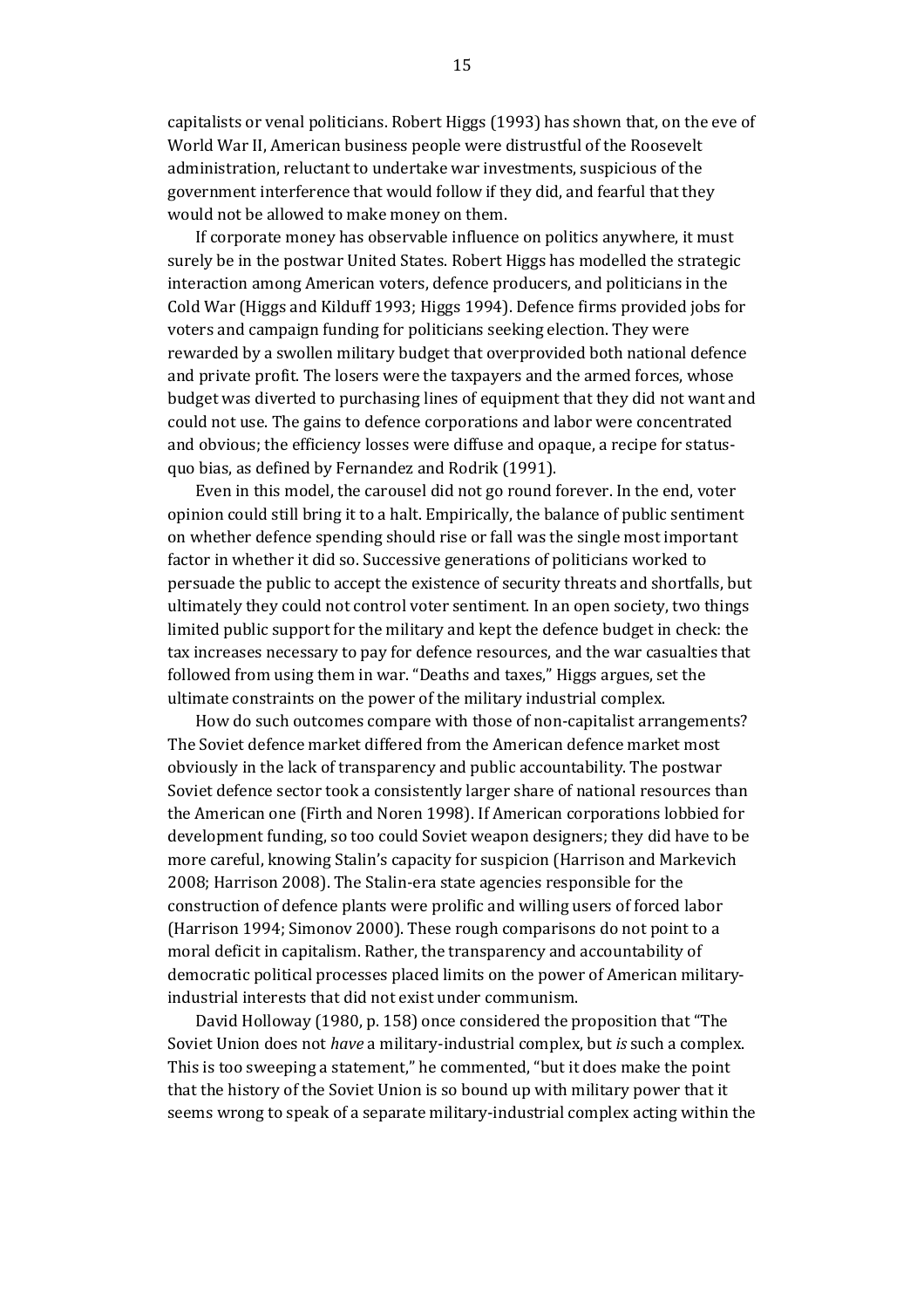capitalists or venal politicians. Robert Higgs (1993) has shown that, on the eve of World War II, American business people were distrustful of the Roosevelt administration, reluctant to undertake war investments, suspicious of the government interference that would follow if they did, and fearful that they would not be allowed to make money on them.

If corporate money has observable influence on politics anywhere, it must surely be in the postwar United States. Robert Higgs has modelled the strategic interaction among American voters, defence producers, and politicians in the Cold War (Higgs and Kilduff 1993; Higgs 1994). Defence firms provided jobs for voters and campaign funding for politicians seeking election. They were rewarded by a swollen military budget that overprovided both national defence and private profit. The losers were the taxpayers and the armed forces, whose budget was diverted to purchasing lines of equipment that they did not want and could not use. The gains to defence corporations and labor were concentrated and obvious; the efficiency losses were diffuse and opaque, a recipe for status-quo bias, as defined by Fernandez and Rodrik (1991).

Even in this model, the carousel did not go round forever. In the end, voter opinion could still bring it to a halt. Empirically, the balance of public sentiment on whether defence spending should rise or fall was the single most important factor in whether it did so. Successive generations of politicians worked to persuade the public to accept the existence of security threats and shortfalls, but ultimately they could not control voter sentiment. In an open society, two things limited public support for the military and kept the defence budget in check: the tax increases necessary to pay for defence resources, and the war casualties that followed from using them in war. "Deaths and taxes," Higgs argues, set the ultimate constraints on the power of the military industrial complex.

How do such outcomes compare with those of non-capitalist arrangements? The Soviet defence market differed from the American defence market most obviously in the lack of transparency and public accountability. The postwar Soviet defence sector took a consistently larger share of national resources than the American one (Firth and Noren 1998). If American corporations lobbied for development funding, so too could Soviet weapon designers; they did have to be more careful, knowing Stalin's capacity for suspicion (Harrison and Markevich 2008; Harrison 2008). The Stalin-era state agencies responsible for the construction of defence plants were prolific and willing users of forced labor (Harrison 1994; Simonov 2000). These rough comparisons do not point to a moral deficit in capitalism. Rather, the transparency and accountability of democratic political processes placed limits on the power of American military-industrial interests that did not exist under communism.

David Holloway (1980, p. 158) once considered the proposition that "The Soviet Union does not *have* a military-industrial complex, but *is* such a complex. This is too sweeping a statement," he commented, "but it does make the point that the history of the Soviet Union is so bound up with military power that it seems wrong to speak of a separate military-industrial complex acting within the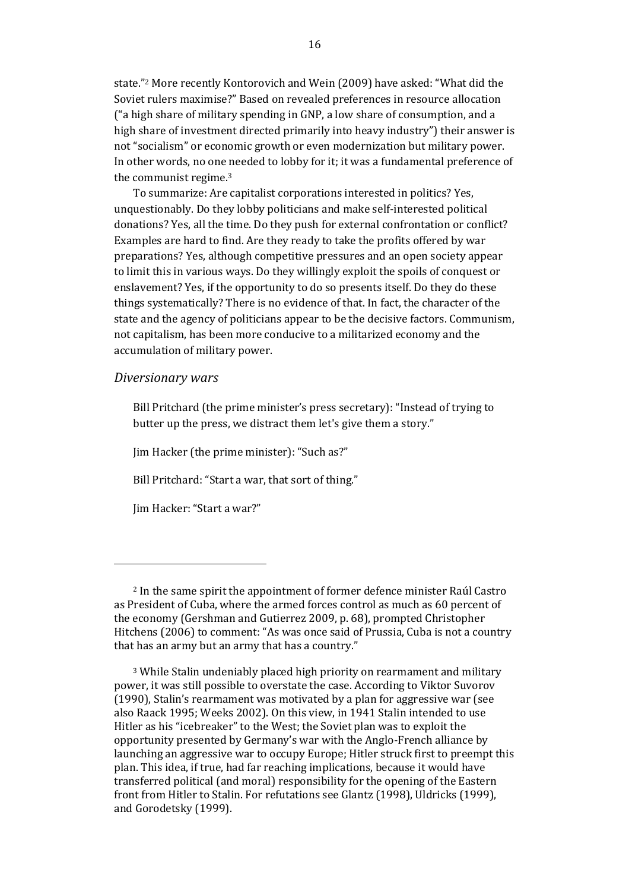state."[2] More recently Kontorovich and Wein (2009) have asked: "What did the Soviet rulers maximise?" Based on revealed preferences in resource allocation ("a high share of military spending in GNP, a low share of consumption, and a high share of investment directed primarily into heavy industry") their answer is not "socialism" or economic growth or even modernization but military power. In other words, no one needed to lobby for it; it was a fundamental preference of the communist regime.[3]

To summarize: Are capitalist corporations interested in politics? Yes, unquestionably. Do they lobby politicians and make self-interested political donations? Yes, all the time. Do they push for external confrontation or conflict? Examples are hard to find. Are they ready to take the profits offered by war preparations? Yes, although competitive pressures and an open society appear to limit this in various ways. Do they willingly exploit the spoils of conquest or enslavement? Yes, if the opportunity to do so presents itself. Do they do these things systematically? There is no evidence of that. In fact, the character of the state and the agency of politicians appear to be the decisive factors. Communism, not capitalism, has been more conducive to a militarized economy and the accumulation of military power.

### *Diversionary wars*

> Bill Pritchard (the prime minister's press secretary): "Instead of trying to butter up the press, we distract them let's give them a story."
>
> Jim Hacker (the prime minister): "Such as?"
>
> Bill Pritchard: "Start a war, that sort of thing."
>
> Jim Hacker: "Start a war?"

---

[2] In the same spirit the appointment of former defence minister Raúl Castro as President of Cuba, where the armed forces control as much as 60 percent of the economy (Gershman and Gutierrez 2009, p. 68), prompted Christopher Hitchens (2006) to comment: "As was once said of Prussia, Cuba is not a country that has an army but an army that has a country."

[3] While Stalin undeniably placed high priority on rearmament and military power, it was still possible to overstate the case. According to Viktor Suvorov (1990), Stalin's rearmament was motivated by a plan for aggressive war (see also Raack 1995; Weeks 2002). On this view, in 1941 Stalin intended to use Hitler as his "icebreaker" to the West; the Soviet plan was to exploit the opportunity presented by Germany's war with the Anglo-French alliance by launching an aggressive war to occupy Europe; Hitler struck first to preempt this plan. This idea, if true, had far reaching implications, because it would have transferred political (and moral) responsibility for the opening of the Eastern front from Hitler to Stalin. For refutations see Glantz (1998), Uldricks (1999), and Gorodetsky (1999).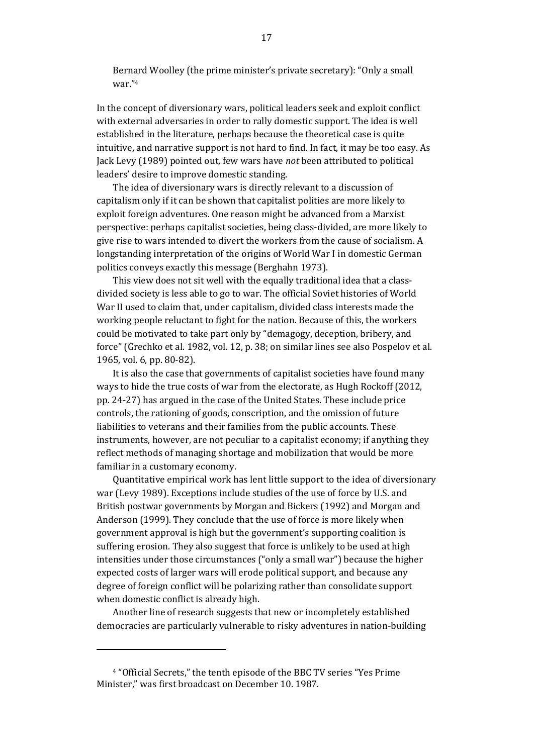Bernard Woolley (the prime minister's private secretary): "Only a small war."[4]

In the concept of diversionary wars, political leaders seek and exploit conflict with external adversaries in order to rally domestic support. The idea is well established in the literature, perhaps because the theoretical case is quite intuitive, and narrative support is not hard to find. In fact, it may be too easy. As Jack Levy (1989) pointed out, few wars have *not* been attributed to political leaders' desire to improve domestic standing.

The idea of diversionary wars is directly relevant to a discussion of capitalism only if it can be shown that capitalist polities are more likely to exploit foreign adventures. One reason might be advanced from a Marxist perspective: perhaps capitalist societies, being class-divided, are more likely to give rise to wars intended to divert the workers from the cause of socialism. A longstanding interpretation of the origins of World War I in domestic German politics conveys exactly this message (Berghahn 1973).

This view does not sit well with the equally traditional idea that a class-divided society is less able to go to war. The official Soviet histories of World War II used to claim that, under capitalism, divided class interests made the working people reluctant to fight for the nation. Because of this, the workers could be motivated to take part only by "demagogy, deception, bribery, and force" (Grechko et al. 1982, vol. 12, p. 38; on similar lines see also Pospelov et al. 1965, vol. 6, pp. 80-82).

It is also the case that governments of capitalist societies have found many ways to hide the true costs of war from the electorate, as Hugh Rockoff (2012, pp. 24-27) has argued in the case of the United States. These include price controls, the rationing of goods, conscription, and the omission of future liabilities to veterans and their families from the public accounts. These instruments, however, are not peculiar to a capitalist economy; if anything they reflect methods of managing shortage and mobilization that would be more familiar in a customary economy.

Quantitative empirical work has lent little support to the idea of diversionary war (Levy 1989). Exceptions include studies of the use of force by U.S. and British postwar governments by Morgan and Bickers (1992) and Morgan and Anderson (1999). They conclude that the use of force is more likely when government approval is high but the government's supporting coalition is suffering erosion. They also suggest that force is unlikely to be used at high intensities under those circumstances ("only a small war") because the higher expected costs of larger wars will erode political support, and because any degree of foreign conflict will be polarizing rather than consolidate support when domestic conflict is already high.

Another line of research suggests that new or incompletely established democracies are particularly vulnerable to risky adventures in nation-building

---

[4] "Official Secrets," the tenth episode of the BBC TV series "Yes Prime Minister," was first broadcast on December 10. 1987.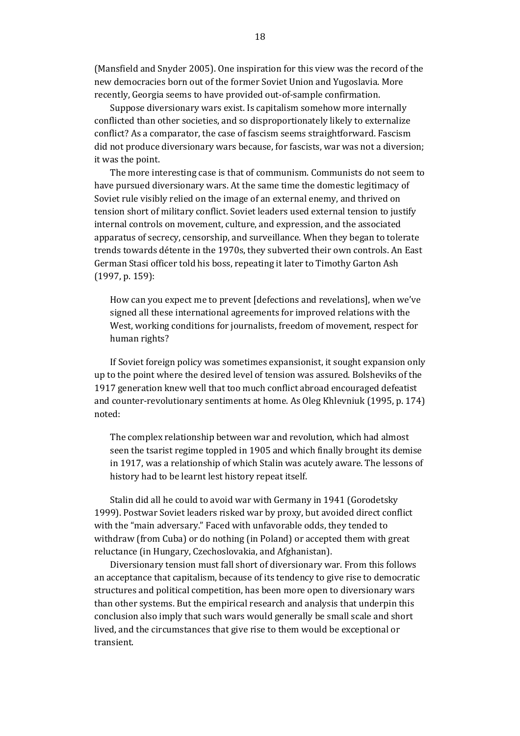(Mansfield and Snyder 2005). One inspiration for this view was the record of the new democracies born out of the former Soviet Union and Yugoslavia. More recently, Georgia seems to have provided out-of-sample confirmation.

Suppose diversionary wars exist. Is capitalism somehow more internally conflicted than other societies, and so disproportionately likely to externalize conflict? As a comparator, the case of fascism seems straightforward. Fascism did not produce diversionary wars because, for fascists, war was not a diversion; it was the point.

The more interesting case is that of communism. Communists do not seem to have pursued diversionary wars. At the same time the domestic legitimacy of Soviet rule visibly relied on the image of an external enemy, and thrived on tension short of military conflict. Soviet leaders used external tension to justify internal controls on movement, culture, and expression, and the associated apparatus of secrecy, censorship, and surveillance. When they began to tolerate trends towards détente in the 1970s, they subverted their own controls. An East German Stasi officer told his boss, repeating it later to Timothy Garton Ash (1997, p. 159):

> How can you expect me to prevent [defections and revelations], when we've signed all these international agreements for improved relations with the West, working conditions for journalists, freedom of movement, respect for human rights?

If Soviet foreign policy was sometimes expansionist, it sought expansion only up to the point where the desired level of tension was assured. Bolsheviks of the 1917 generation knew well that too much conflict abroad encouraged defeatist and counter-revolutionary sentiments at home. As Oleg Khlevniuk (1995, p. 174) noted:

> The complex relationship between war and revolution, which had almost seen the tsarist regime toppled in 1905 and which finally brought its demise in 1917, was a relationship of which Stalin was acutely aware. The lessons of history had to be learnt lest history repeat itself.

Stalin did all he could to avoid war with Germany in 1941 (Gorodetsky 1999). Postwar Soviet leaders risked war by proxy, but avoided direct conflict with the "main adversary." Faced with unfavorable odds, they tended to withdraw (from Cuba) or do nothing (in Poland) or accepted them with great reluctance (in Hungary, Czechoslovakia, and Afghanistan).

Diversionary tension must fall short of diversionary war. From this follows an acceptance that capitalism, because of its tendency to give rise to democratic structures and political competition, has been more open to diversionary wars than other systems. But the empirical research and analysis that underpin this conclusion also imply that such wars would generally be small scale and short lived, and the circumstances that give rise to them would be exceptional or transient.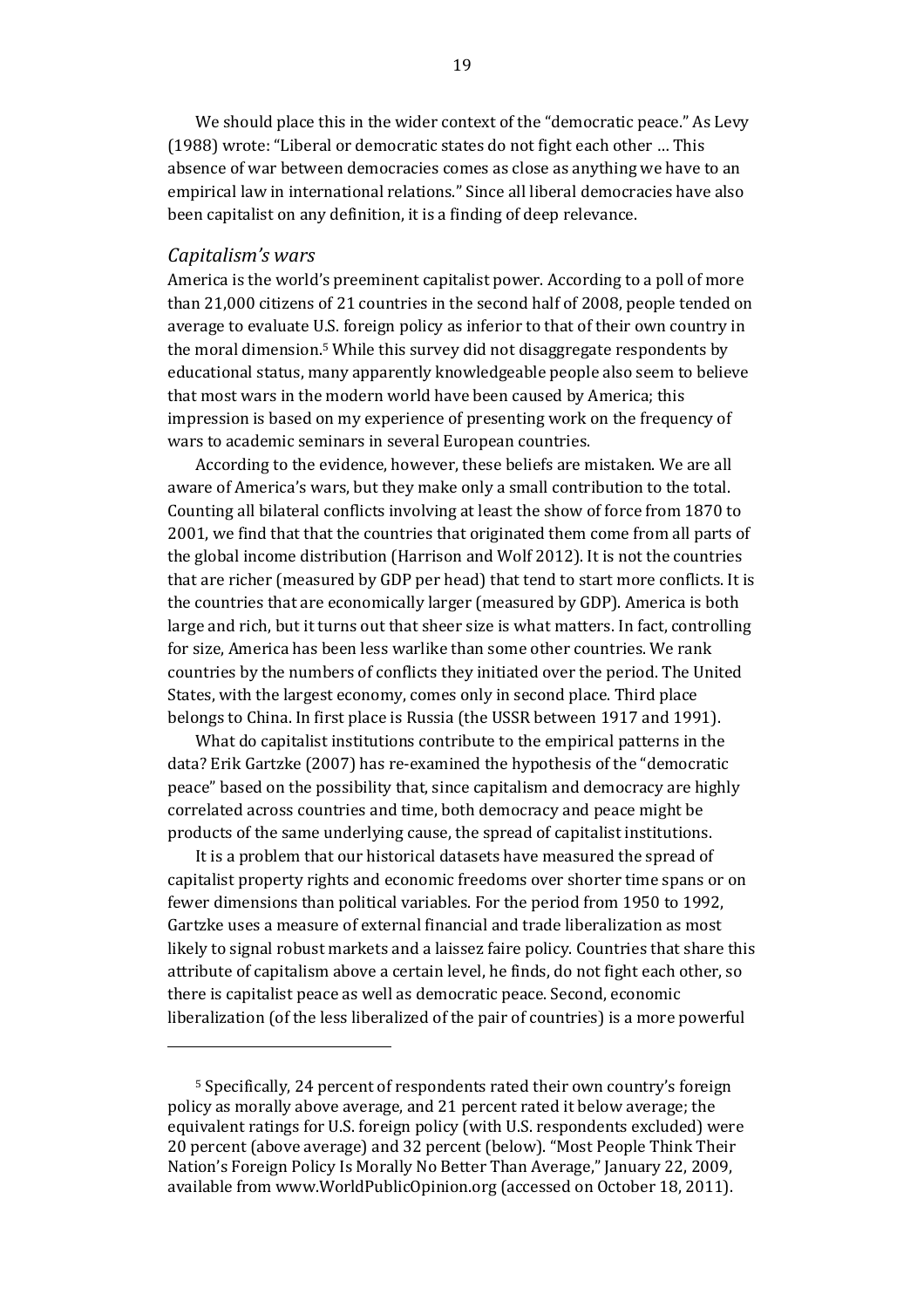We should place this in the wider context of the "democratic peace." As Levy (1988) wrote: "Liberal or democratic states do not fight each other … This absence of war between democracies comes as close as anything we have to an empirical law in international relations." Since all liberal democracies have also been capitalist on any definition, it is a finding of deep relevance.

### *Capitalism's wars*

America is the world's preeminent capitalist power. According to a poll of more than 21,000 citizens of 21 countries in the second half of 2008, people tended on average to evaluate U.S. foreign policy as inferior to that of their own country in the moral dimension.[5] While this survey did not disaggregate respondents by educational status, many apparently knowledgeable people also seem to believe that most wars in the modern world have been caused by America; this impression is based on my experience of presenting work on the frequency of wars to academic seminars in several European countries.

According to the evidence, however, these beliefs are mistaken. We are all aware of America's wars, but they make only a small contribution to the total. Counting all bilateral conflicts involving at least the show of force from 1870 to 2001, we find that that the countries that originated them come from all parts of the global income distribution (Harrison and Wolf 2012). It is not the countries that are richer (measured by GDP per head) that tend to start more conflicts. It is the countries that are economically larger (measured by GDP). America is both large and rich, but it turns out that sheer size is what matters. In fact, controlling for size, America has been less warlike than some other countries. We rank countries by the numbers of conflicts they initiated over the period. The United States, with the largest economy, comes only in second place. Third place belongs to China. In first place is Russia (the USSR between 1917 and 1991).

What do capitalist institutions contribute to the empirical patterns in the data? Erik Gartzke (2007) has re-examined the hypothesis of the "democratic peace" based on the possibility that, since capitalism and democracy are highly correlated across countries and time, both democracy and peace might be products of the same underlying cause, the spread of capitalist institutions.

It is a problem that our historical datasets have measured the spread of capitalist property rights and economic freedoms over shorter time spans or on fewer dimensions than political variables. For the period from 1950 to 1992, Gartzke uses a measure of external financial and trade liberalization as most likely to signal robust markets and a laissez faire policy. Countries that share this attribute of capitalism above a certain level, he finds, do not fight each other, so there is capitalist peace as well as democratic peace. Second, economic liberalization (of the less liberalized of the pair of countries) is a more powerful

---

[5] Specifically, 24 percent of respondents rated their own country's foreign policy as morally above average, and 21 percent rated it below average; the equivalent ratings for U.S. foreign policy (with U.S. respondents excluded) were 20 percent (above average) and 32 percent (below). "Most People Think Their Nation's Foreign Policy Is Morally No Better Than Average," January 22, 2009, available from www.WorldPublicOpinion.org (accessed on October 18, 2011).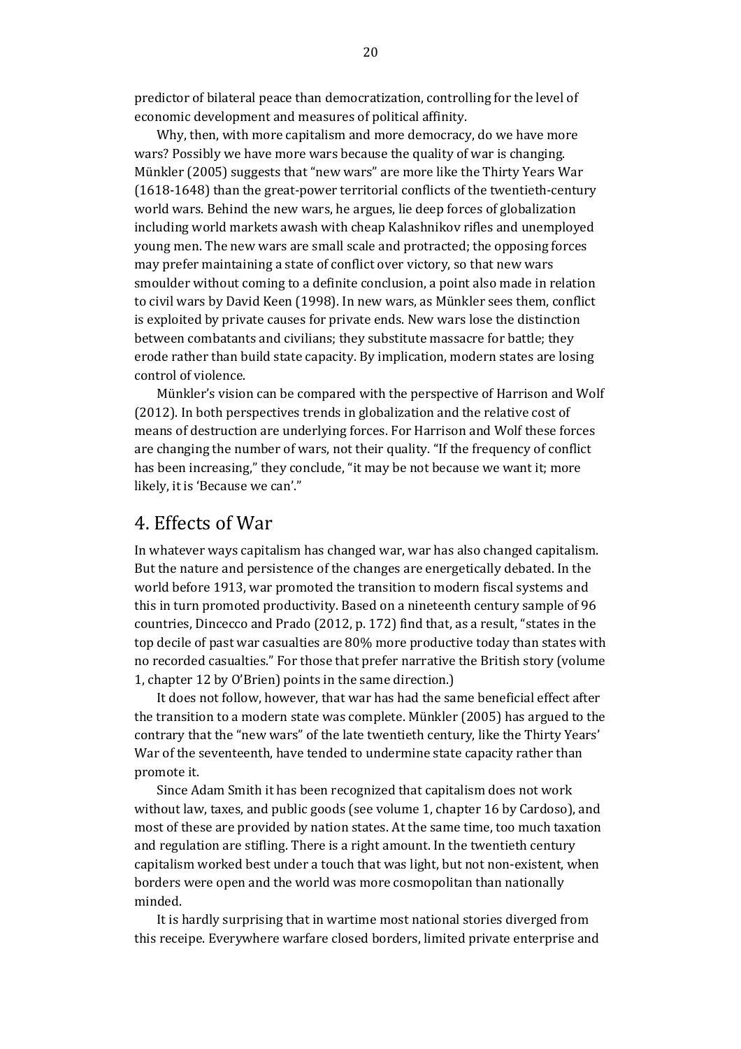predictor of bilateral peace than democratization, controlling for the level of economic development and measures of political affinity.

Why, then, with more capitalism and more democracy, do we have more wars? Possibly we have more wars because the quality of war is changing. Münkler (2005) suggests that "new wars" are more like the Thirty Years War (1618-1648) than the great-power territorial conflicts of the twentieth-century world wars. Behind the new wars, he argues, lie deep forces of globalization including world markets awash with cheap Kalashnikov rifles and unemployed young men. The new wars are small scale and protracted; the opposing forces may prefer maintaining a state of conflict over victory, so that new wars smoulder without coming to a definite conclusion, a point also made in relation to civil wars by David Keen (1998). In new wars, as Münkler sees them, conflict is exploited by private causes for private ends. New wars lose the distinction between combatants and civilians; they substitute massacre for battle; they erode rather than build state capacity. By implication, modern states are losing control of violence.

Münkler's vision can be compared with the perspective of Harrison and Wolf (2012). In both perspectives trends in globalization and the relative cost of means of destruction are underlying forces. For Harrison and Wolf these forces are changing the number of wars, not their quality. "If the frequency of conflict has been increasing," they conclude, "it may be not because we want it; more likely, it is 'Because we can'."

## 4. Effects of War

In whatever ways capitalism has changed war, war has also changed capitalism. But the nature and persistence of the changes are energetically debated. In the world before 1913, war promoted the transition to modern fiscal systems and this in turn promoted productivity. Based on a nineteenth century sample of 96 countries, Dincecco and Prado (2012, p. 172) find that, as a result, "states in the top decile of past war casualties are 80% more productive today than states with no recorded casualties." For those that prefer narrative the British story (volume 1, chapter 12 by O'Brien) points in the same direction.)

It does not follow, however, that war has had the same beneficial effect after the transition to a modern state was complete. Münkler (2005) has argued to the contrary that the "new wars" of the late twentieth century, like the Thirty Years' War of the seventeenth, have tended to undermine state capacity rather than promote it.

Since Adam Smith it has been recognized that capitalism does not work without law, taxes, and public goods (see volume 1, chapter 16 by Cardoso), and most of these are provided by nation states. At the same time, too much taxation and regulation are stifling. There is a right amount. In the twentieth century capitalism worked best under a touch that was light, but not non-existent, when borders were open and the world was more cosmopolitan than nationally minded.

It is hardly surprising that in wartime most national stories diverged from this receipe. Everywhere warfare closed borders, limited private enterprise and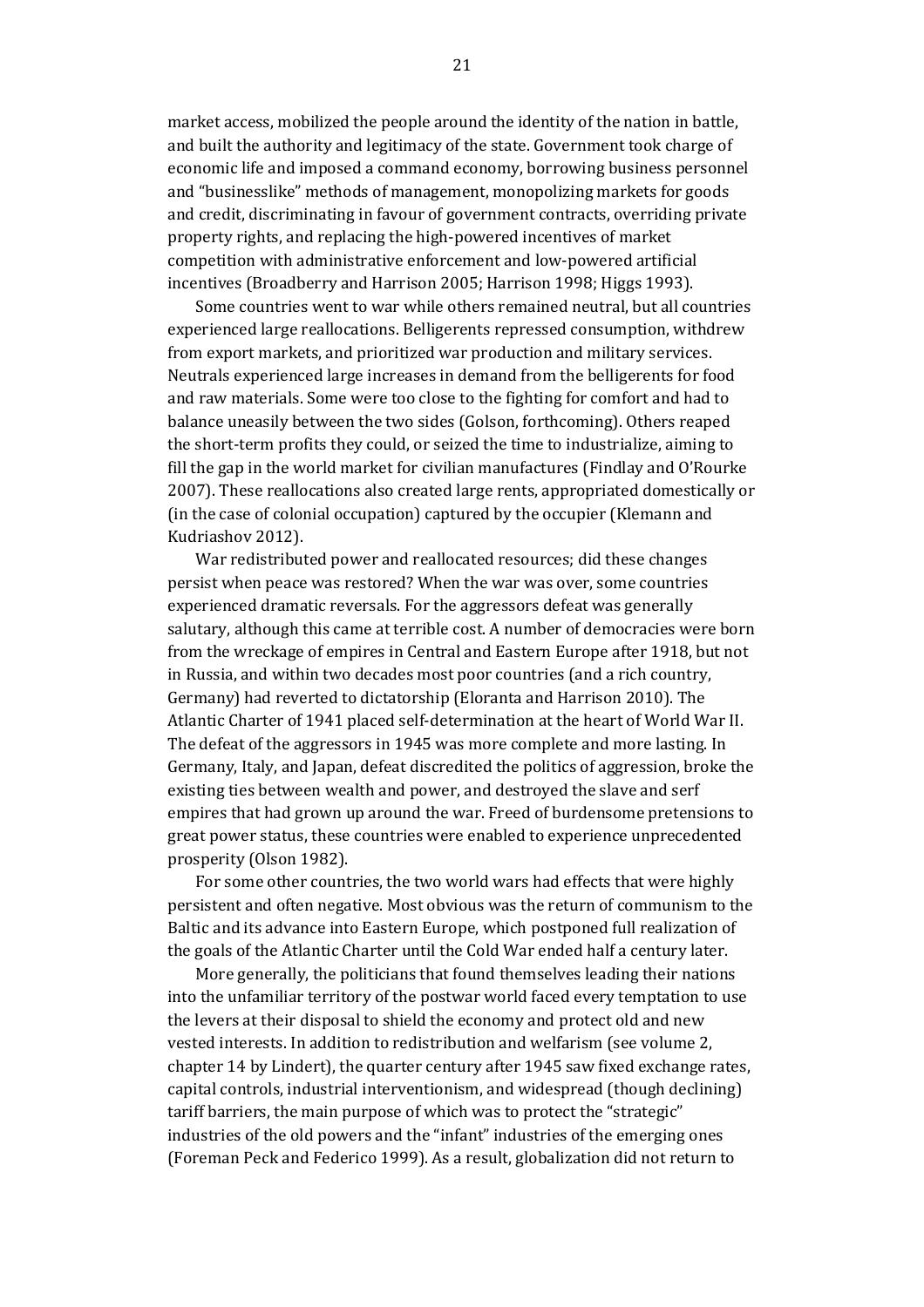market access, mobilized the people around the identity of the nation in battle, and built the authority and legitimacy of the state. Government took charge of economic life and imposed a command economy, borrowing business personnel and "businesslike" methods of management, monopolizing markets for goods and credit, discriminating in favour of government contracts, overriding private property rights, and replacing the high-powered incentives of market competition with administrative enforcement and low-powered artificial incentives (Broadberry and Harrison 2005; Harrison 1998; Higgs 1993).

Some countries went to war while others remained neutral, but all countries experienced large reallocations. Belligerents repressed consumption, withdrew from export markets, and prioritized war production and military services. Neutrals experienced large increases in demand from the belligerents for food and raw materials. Some were too close to the fighting for comfort and had to balance uneasily between the two sides (Golson, forthcoming). Others reaped the short-term profits they could, or seized the time to industrialize, aiming to fill the gap in the world market for civilian manufactures (Findlay and O'Rourke 2007). These reallocations also created large rents, appropriated domestically or (in the case of colonial occupation) captured by the occupier (Klemann and Kudriashov 2012).

War redistributed power and reallocated resources; did these changes persist when peace was restored? When the war was over, some countries experienced dramatic reversals. For the aggressors defeat was generally salutary, although this came at terrible cost. A number of democracies were born from the wreckage of empires in Central and Eastern Europe after 1918, but not in Russia, and within two decades most poor countries (and a rich country, Germany) had reverted to dictatorship (Eloranta and Harrison 2010). The Atlantic Charter of 1941 placed self-determination at the heart of World War II. The defeat of the aggressors in 1945 was more complete and more lasting. In Germany, Italy, and Japan, defeat discredited the politics of aggression, broke the existing ties between wealth and power, and destroyed the slave and serf empires that had grown up around the war. Freed of burdensome pretensions to great power status, these countries were enabled to experience unprecedented prosperity (Olson 1982).

For some other countries, the two world wars had effects that were highly persistent and often negative. Most obvious was the return of communism to the Baltic and its advance into Eastern Europe, which postponed full realization of the goals of the Atlantic Charter until the Cold War ended half a century later.

More generally, the politicians that found themselves leading their nations into the unfamiliar territory of the postwar world faced every temptation to use the levers at their disposal to shield the economy and protect old and new vested interests. In addition to redistribution and welfarism (see volume 2, chapter 14 by Lindert), the quarter century after 1945 saw fixed exchange rates, capital controls, industrial interventionism, and widespread (though declining) tariff barriers, the main purpose of which was to protect the "strategic" industries of the old powers and the "infant" industries of the emerging ones (Foreman Peck and Federico 1999). As a result, globalization did not return to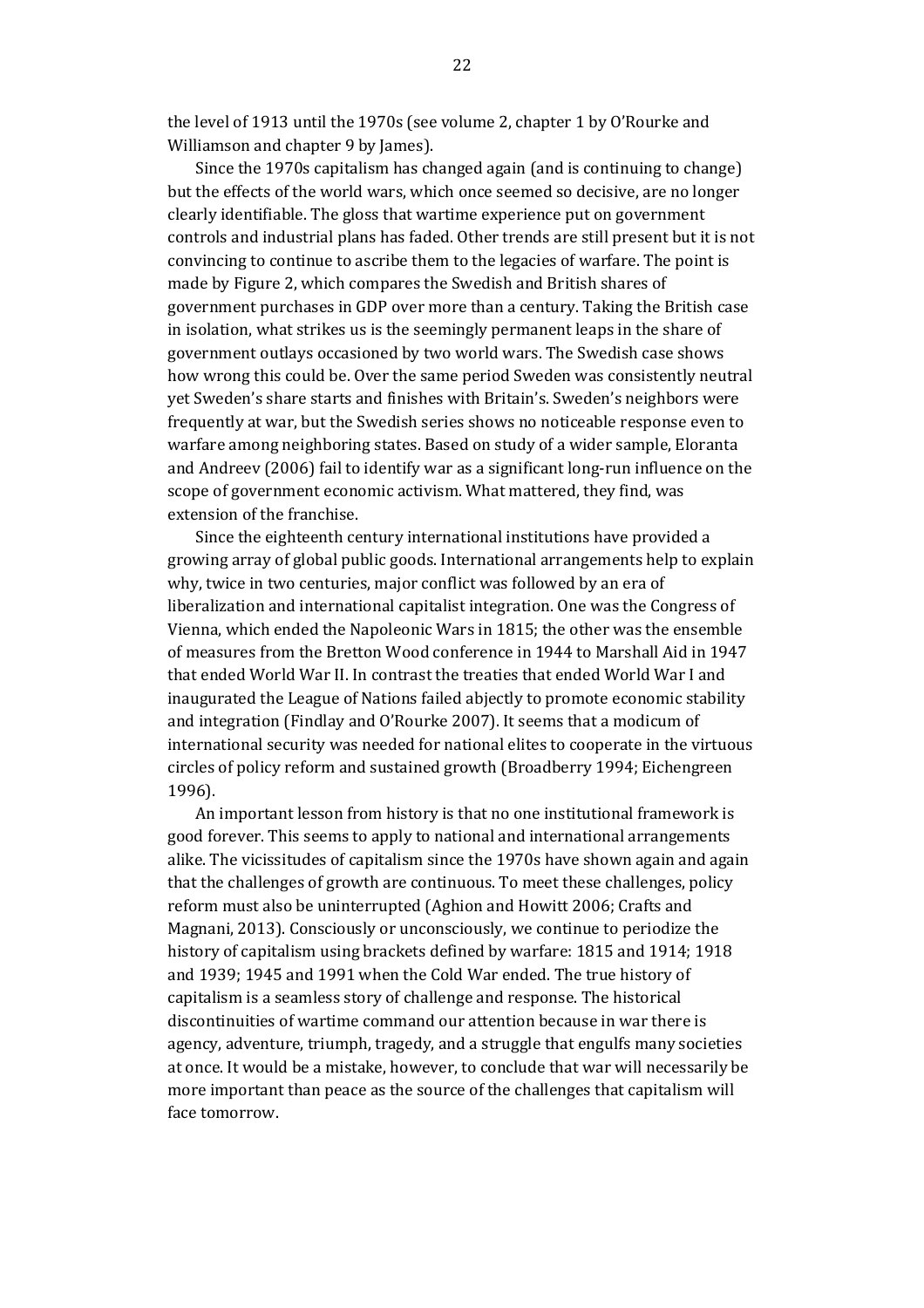the level of 1913 until the 1970s (see volume 2, chapter 1 by O'Rourke and Williamson and chapter 9 by James).

Since the 1970s capitalism has changed again (and is continuing to change) but the effects of the world wars, which once seemed so decisive, are no longer clearly identifiable. The gloss that wartime experience put on government controls and industrial plans has faded. Other trends are still present but it is not convincing to continue to ascribe them to the legacies of warfare. The point is made by Figure 2, which compares the Swedish and British shares of government purchases in GDP over more than a century. Taking the British case in isolation, what strikes us is the seemingly permanent leaps in the share of government outlays occasioned by two world wars. The Swedish case shows how wrong this could be. Over the same period Sweden was consistently neutral yet Sweden's share starts and finishes with Britain's. Sweden's neighbors were frequently at war, but the Swedish series shows no noticeable response even to warfare among neighboring states. Based on study of a wider sample, Eloranta and Andreev (2006) fail to identify war as a significant long-run influence on the scope of government economic activism. What mattered, they find, was extension of the franchise.

Since the eighteenth century international institutions have provided a growing array of global public goods. International arrangements help to explain why, twice in two centuries, major conflict was followed by an era of liberalization and international capitalist integration. One was the Congress of Vienna, which ended the Napoleonic Wars in 1815; the other was the ensemble of measures from the Bretton Wood conference in 1944 to Marshall Aid in 1947 that ended World War II. In contrast the treaties that ended World War I and inaugurated the League of Nations failed abjectly to promote economic stability and integration (Findlay and O'Rourke 2007). It seems that a modicum of international security was needed for national elites to cooperate in the virtuous circles of policy reform and sustained growth (Broadberry 1994; Eichengreen 1996).

An important lesson from history is that no one institutional framework is good forever. This seems to apply to national and international arrangements alike. The vicissitudes of capitalism since the 1970s have shown again and again that the challenges of growth are continuous. To meet these challenges, policy reform must also be uninterrupted (Aghion and Howitt 2006; Crafts and Magnani, 2013). Consciously or unconsciously, we continue to periodize the history of capitalism using brackets defined by warfare: 1815 and 1914; 1918 and 1939; 1945 and 1991 when the Cold War ended. The true history of capitalism is a seamless story of challenge and response. The historical discontinuities of wartime command our attention because in war there is agency, adventure, triumph, tragedy, and a struggle that engulfs many societies at once. It would be a mistake, however, to conclude that war will necessarily be more important than peace as the source of the challenges that capitalism will face tomorrow.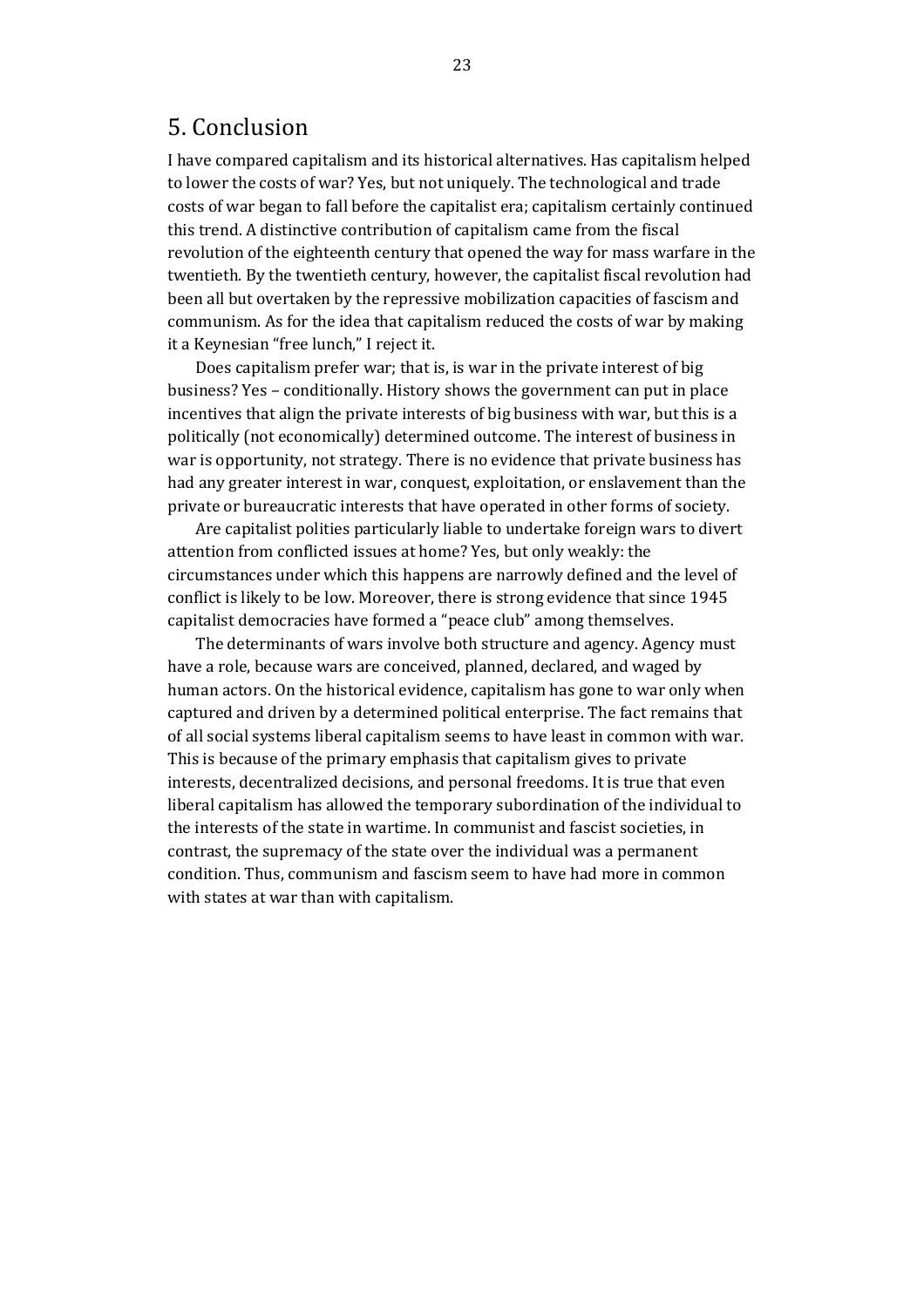## 5. Conclusion

I have compared capitalism and its historical alternatives. Has capitalism helped to lower the costs of war? Yes, but not uniquely. The technological and trade costs of war began to fall before the capitalist era; capitalism certainly continued this trend. A distinctive contribution of capitalism came from the fiscal revolution of the eighteenth century that opened the way for mass warfare in the twentieth. By the twentieth century, however, the capitalist fiscal revolution had been all but overtaken by the repressive mobilization capacities of fascism and communism. As for the idea that capitalism reduced the costs of war by making it a Keynesian "free lunch," I reject it.

Does capitalism prefer war; that is, is war in the private interest of big business? Yes – conditionally. History shows the government can put in place incentives that align the private interests of big business with war, but this is a politically (not economically) determined outcome. The interest of business in war is opportunity, not strategy. There is no evidence that private business has had any greater interest in war, conquest, exploitation, or enslavement than the private or bureaucratic interests that have operated in other forms of society.

Are capitalist polities particularly liable to undertake foreign wars to divert attention from conflicted issues at home? Yes, but only weakly: the circumstances under which this happens are narrowly defined and the level of conflict is likely to be low. Moreover, there is strong evidence that since 1945 capitalist democracies have formed a "peace club" among themselves.

The determinants of wars involve both structure and agency. Agency must have a role, because wars are conceived, planned, declared, and waged by human actors. On the historical evidence, capitalism has gone to war only when captured and driven by a determined political enterprise. The fact remains that of all social systems liberal capitalism seems to have least in common with war. This is because of the primary emphasis that capitalism gives to private interests, decentralized decisions, and personal freedoms. It is true that even liberal capitalism has allowed the temporary subordination of the individual to the interests of the state in wartime. In communist and fascist societies, in contrast, the supremacy of the state over the individual was a permanent condition. Thus, communism and fascism seem to have had more in common with states at war than with capitalism.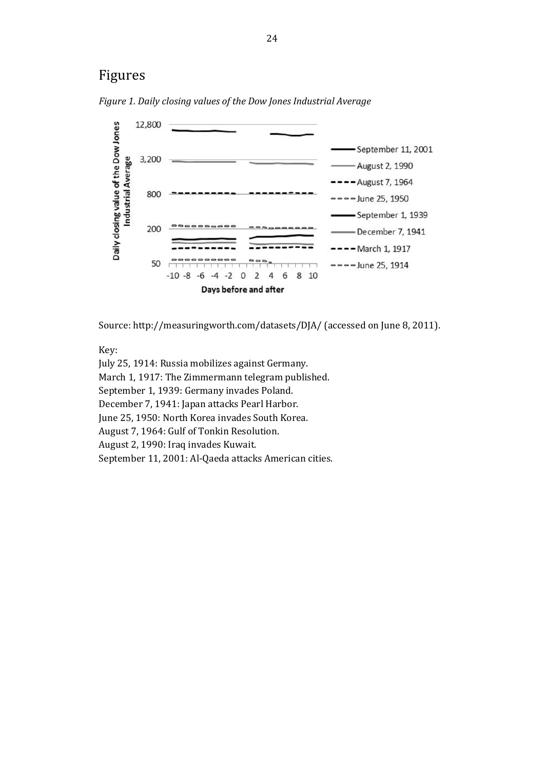# Figures

*Figure 1. Daily closing values of the Dow Jones Industrial Average*

Source: http://measuringworth.com/datasets/DJA/ (accessed on June 8, 2011).

Key:

July 25, 1914: Russia mobilizes against Germany.
March 1, 1917: The Zimmermann telegram published.
September 1, 1939: Germany invades Poland.
December 7, 1941: Japan attacks Pearl Harbor.
June 25, 1950: North Korea invades South Korea.
August 7, 1964: Gulf of Tonkin Resolution.
August 2, 1990: Iraq invades Kuwait.
September 11, 2001: Al-Qaeda attacks American cities.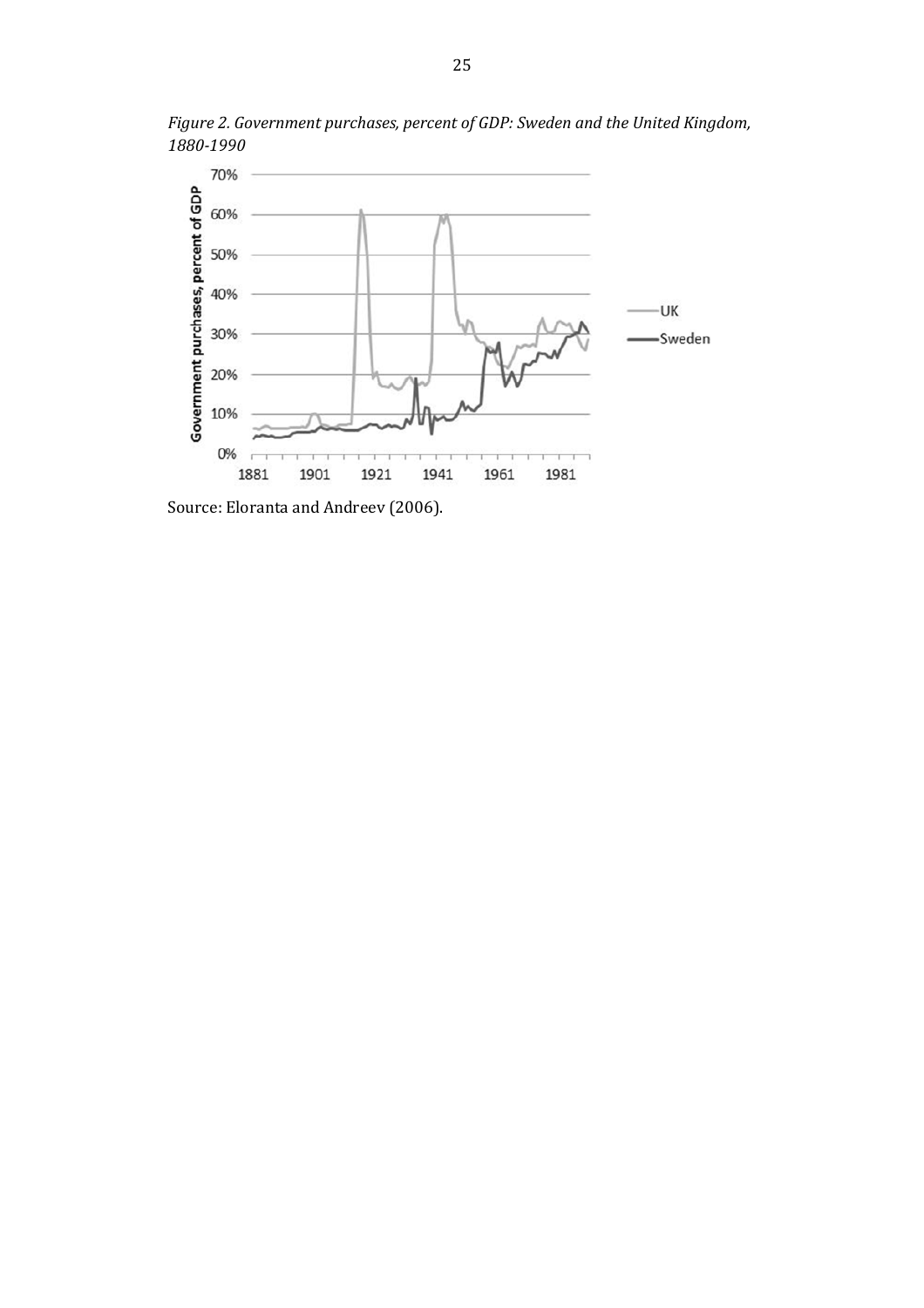*Figure 2. Government purchases, percent of GDP: Sweden and the United Kingdom, 1880-1990*

Source: Eloranta and Andreev (2006).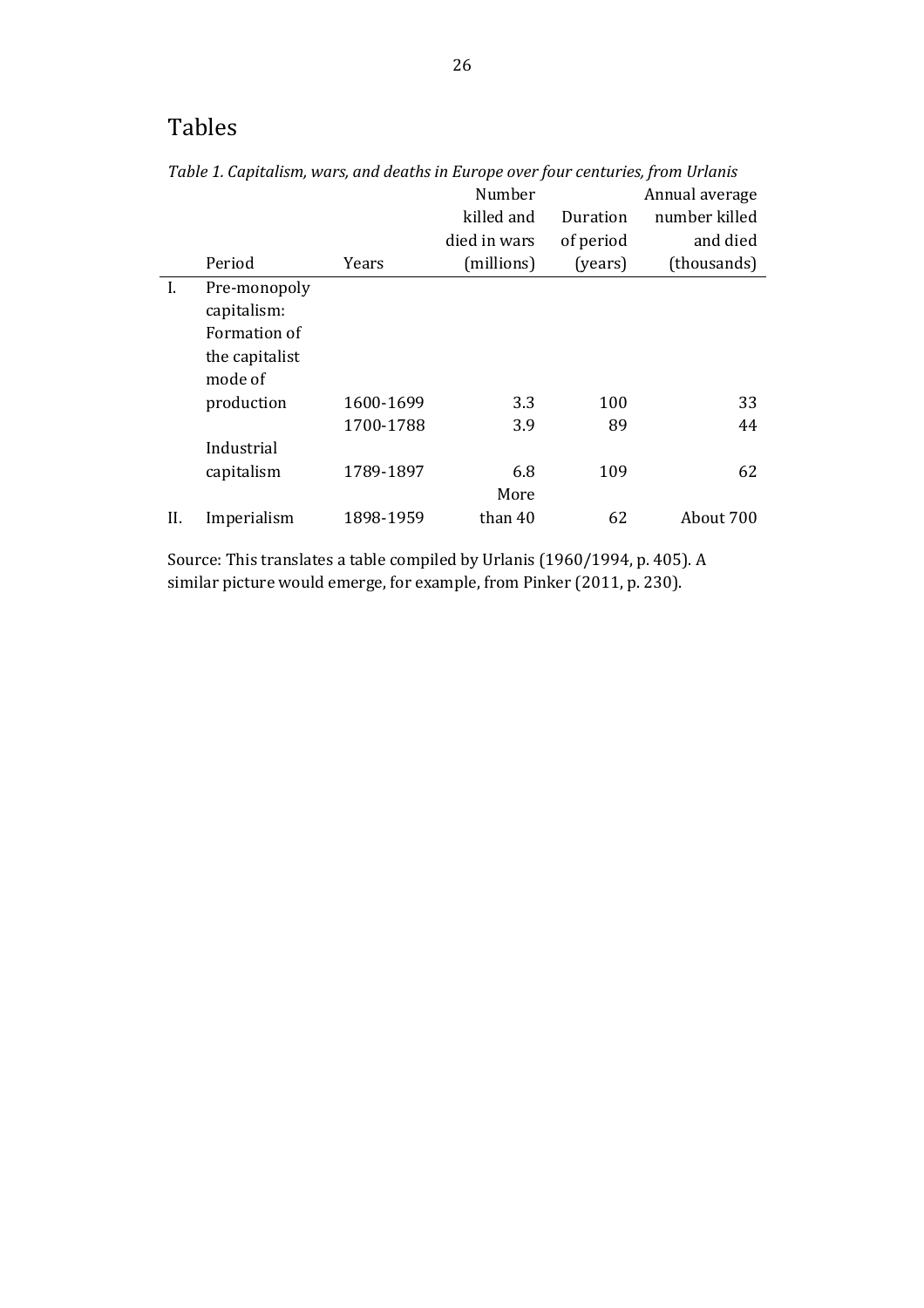# Tables

*Table 1. Capitalism, wars, and deaths in Europe over four centuries, from Urlanis*

| | Period | Years | Number killed and died in wars (millions) | Duration of period (years) | Annual average number killed and died (thousands) |
|---|---|---|---|---|---|
| I. | Pre-monopoly capitalism: Formation of the capitalist mode of production | 1600-1699 | 3.3 | 100 | 33 |
| | | 1700-1788 | 3.9 | 89 | 44 |
| | Industrial capitalism | 1789-1897 | 6.8 | 109 | 62 |
| II. | Imperialism | 1898-1959 | More than 40 | 62 | About 700 |

Source: This translates a table compiled by Urlanis (1960/1994, p. 405). A similar picture would emerge, for example, from Pinker (2011, p. 230).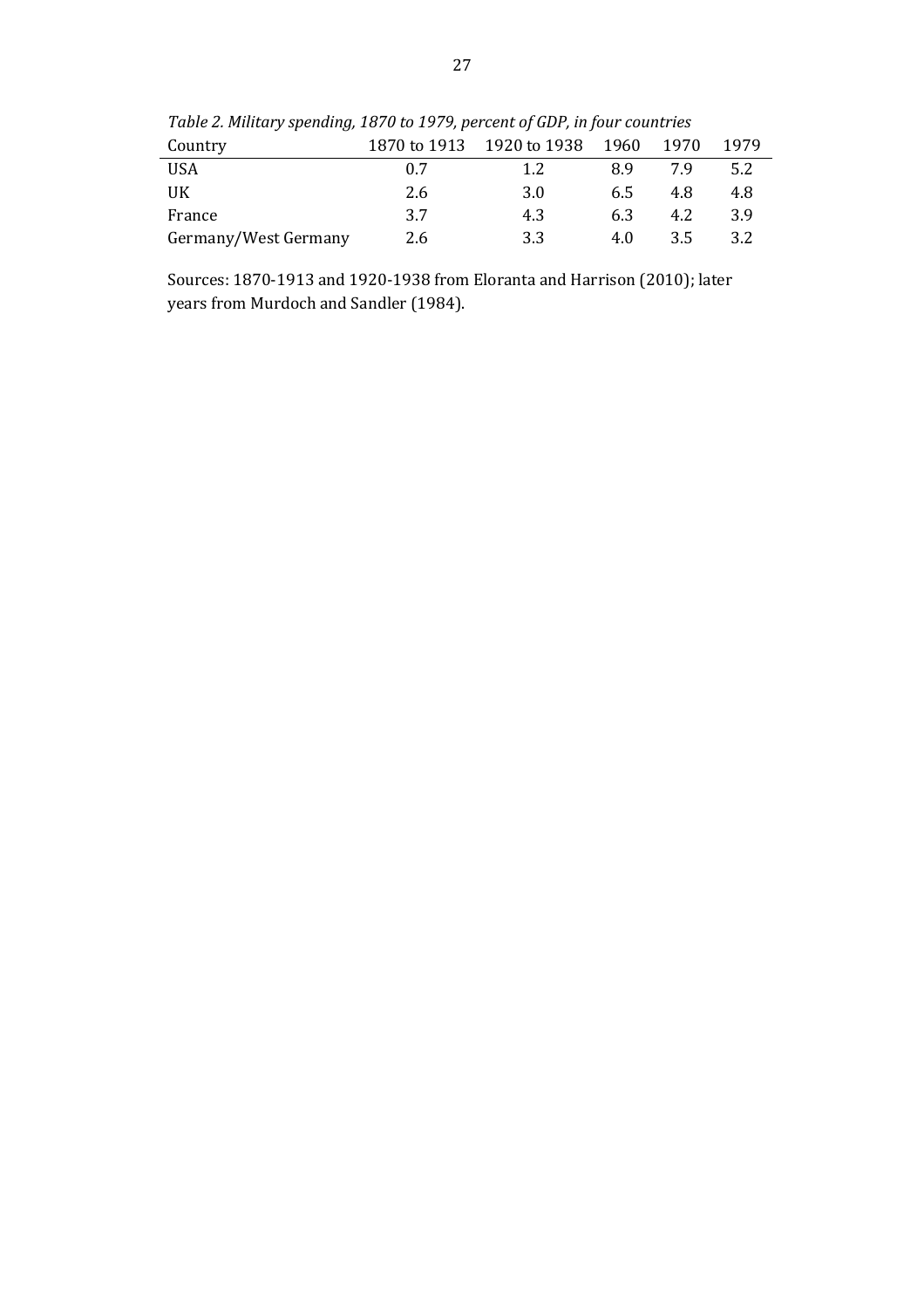*Table 2. Military spending, 1870 to 1979, percent of GDP, in four countries*

| Country | 1870 to 1913 | 1920 to 1938 | 1960 | 1970 | 1979 |
|---|---|---|---|---|---|
| USA | 0.7 | 1.2 | 8.9 | 7.9 | 5.2 |
| UK | 2.6 | 3.0 | 6.5 | 4.8 | 4.8 |
| France | 3.7 | 4.3 | 6.3 | 4.2 | 3.9 |
| Germany/West Germany | 2.6 | 3.3 | 4.0 | 3.5 | 3.2 |

Sources: 1870-1913 and 1920-1938 from Eloranta and Harrison (2010); later years from Murdoch and Sandler (1984).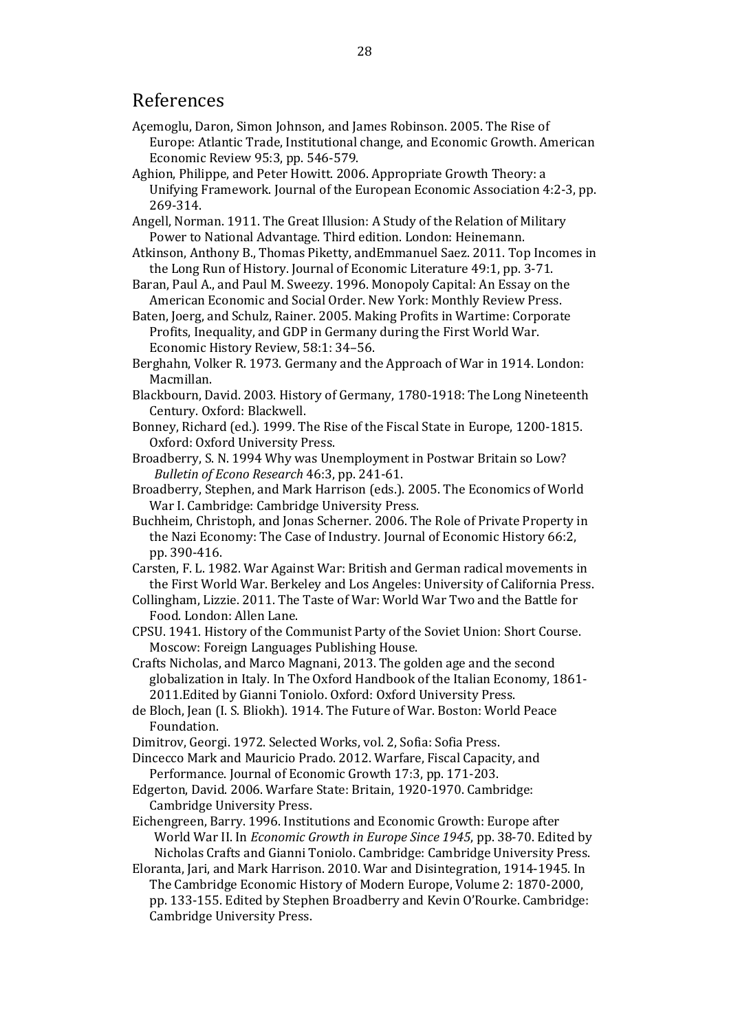# References

Açemoglu, Daron, Simon Johnson, and James Robinson. 2005. The Rise of Europe: Atlantic Trade, Institutional change, and Economic Growth. American Economic Review 95:3, pp. 546-579.

Aghion, Philippe, and Peter Howitt. 2006. Appropriate Growth Theory: a Unifying Framework. Journal of the European Economic Association 4:2-3, pp. 269-314.

Angell, Norman. 1911. The Great Illusion: A Study of the Relation of Military Power to National Advantage. Third edition. London: Heinemann.

Atkinson, Anthony B., Thomas Piketty, andEmmanuel Saez. 2011. Top Incomes in the Long Run of History. Journal of Economic Literature 49:1, pp. 3-71.

Baran, Paul A., and Paul M. Sweezy. 1996. Monopoly Capital: An Essay on the American Economic and Social Order. New York: Monthly Review Press.

Baten, Joerg, and Schulz, Rainer. 2005. Making Profits in Wartime: Corporate Profits, Inequality, and GDP in Germany during the First World War. Economic History Review, 58:1: 34–56.

Berghahn, Volker R. 1973. Germany and the Approach of War in 1914. London: Macmillan.

Blackbourn, David. 2003. History of Germany, 1780-1918: The Long Nineteenth Century. Oxford: Blackwell.

Bonney, Richard (ed.). 1999. The Rise of the Fiscal State in Europe, 1200-1815. Oxford: Oxford University Press.

Broadberry, S. N. 1994 Why was Unemployment in Postwar Britain so Low? *Bulletin of Econo Research* 46:3, pp. 241-61.

Broadberry, Stephen, and Mark Harrison (eds.). 2005. The Economics of World War I. Cambridge: Cambridge University Press.

Buchheim, Christoph, and Jonas Scherner. 2006. The Role of Private Property in the Nazi Economy: The Case of Industry. Journal of Economic History 66:2, pp. 390-416.

Carsten, F. L. 1982. War Against War: British and German radical movements in the First World War. Berkeley and Los Angeles: University of California Press.

Collingham, Lizzie. 2011. The Taste of War: World War Two and the Battle for Food. London: Allen Lane.

CPSU. 1941. History of the Communist Party of the Soviet Union: Short Course. Moscow: Foreign Languages Publishing House.

Crafts Nicholas, and Marco Magnani, 2013. The golden age and the second globalization in Italy. In The Oxford Handbook of the Italian Economy, 1861-2011.Edited by Gianni Toniolo. Oxford: Oxford University Press.

de Bloch, Jean (I. S. Bliokh). 1914. The Future of War. Boston: World Peace Foundation.

Dimitrov, Georgi. 1972. Selected Works, vol. 2, Sofia: Sofia Press.

Dincecco Mark and Mauricio Prado. 2012. Warfare, Fiscal Capacity, and Performance. Journal of Economic Growth 17:3, pp. 171-203.

Edgerton, David. 2006. Warfare State: Britain, 1920-1970. Cambridge: Cambridge University Press.

Eichengreen, Barry. 1996. Institutions and Economic Growth: Europe after World War II. In *Economic Growth in Europe Since 1945*, pp. 38-70. Edited by Nicholas Crafts and Gianni Toniolo. Cambridge: Cambridge University Press.

Eloranta, Jari, and Mark Harrison. 2010. War and Disintegration, 1914-1945. In The Cambridge Economic History of Modern Europe, Volume 2: 1870-2000, pp. 133-155. Edited by Stephen Broadberry and Kevin O'Rourke. Cambridge: Cambridge University Press.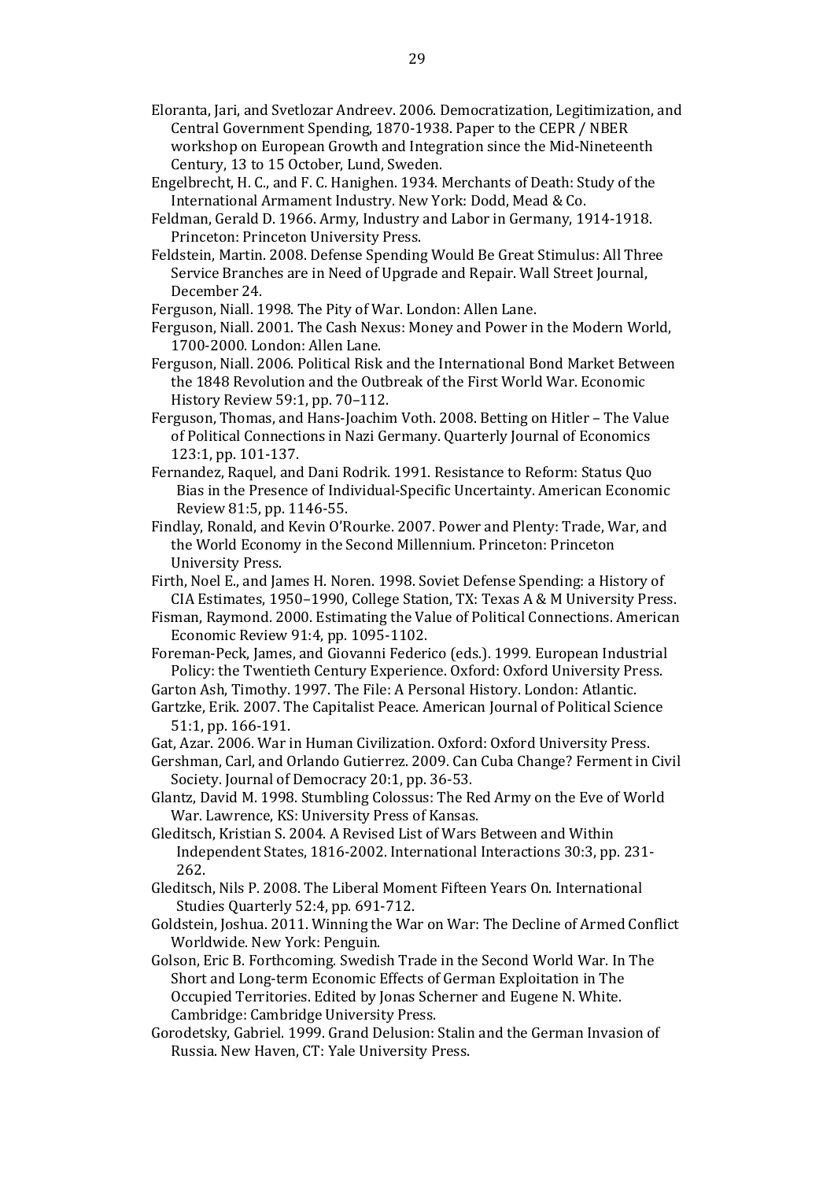Eloranta, Jari, and Svetlozar Andreev. 2006. Democratization, Legitimization, and Central Government Spending, 1870-1938. Paper to the CEPR / NBER workshop on European Growth and Integration since the Mid-Nineteenth Century, 13 to 15 October, Lund, Sweden.

Engelbrecht, H. C., and F. C. Hanighen. 1934. Merchants of Death: Study of the International Armament Industry. New York: Dodd, Mead & Co.

Feldman, Gerald D. 1966. Army, Industry and Labor in Germany, 1914-1918. Princeton: Princeton University Press.

Feldstein, Martin. 2008. Defense Spending Would Be Great Stimulus: All Three Service Branches are in Need of Upgrade and Repair. Wall Street Journal, December 24.

Ferguson, Niall. 1998. The Pity of War. London: Allen Lane.

Ferguson, Niall. 2001. The Cash Nexus: Money and Power in the Modern World, 1700-2000. London: Allen Lane.

Ferguson, Niall. 2006. Political Risk and the International Bond Market Between the 1848 Revolution and the Outbreak of the First World War. Economic History Review 59:1, pp. 70–112.

Ferguson, Thomas, and Hans-Joachim Voth. 2008. Betting on Hitler – The Value of Political Connections in Nazi Germany. Quarterly Journal of Economics 123:1, pp. 101-137.

Fernandez, Raquel, and Dani Rodrik. 1991. Resistance to Reform: Status Quo Bias in the Presence of Individual-Specific Uncertainty. American Economic Review 81:5, pp. 1146-55.

Findlay, Ronald, and Kevin O'Rourke. 2007. Power and Plenty: Trade, War, and the World Economy in the Second Millennium. Princeton: Princeton University Press.

Firth, Noel E., and James H. Noren. 1998. Soviet Defense Spending: a History of CIA Estimates, 1950–1990, College Station, TX: Texas A & M University Press.

Fisman, Raymond. 2000. Estimating the Value of Political Connections. American Economic Review 91:4, pp. 1095-1102.

Foreman-Peck, James, and Giovanni Federico (eds.). 1999. European Industrial Policy: the Twentieth Century Experience. Oxford: Oxford University Press.

Garton Ash, Timothy. 1997. The File: A Personal History. London: Atlantic.

Gartzke, Erik. 2007. The Capitalist Peace. American Journal of Political Science 51:1, pp. 166-191.

Gat, Azar. 2006. War in Human Civilization. Oxford: Oxford University Press.

Gershman, Carl, and Orlando Gutierrez. 2009. Can Cuba Change? Ferment in Civil Society. Journal of Democracy 20:1, pp. 36-53.

Glantz, David M. 1998. Stumbling Colossus: The Red Army on the Eve of World War. Lawrence, KS: University Press of Kansas.

Gleditsch, Kristian S. 2004. A Revised List of Wars Between and Within Independent States, 1816-2002. International Interactions 30:3, pp. 231-262.

Gleditsch, Nils P. 2008. The Liberal Moment Fifteen Years On. International Studies Quarterly 52:4, pp. 691-712.

Goldstein, Joshua. 2011. Winning the War on War: The Decline of Armed Conflict Worldwide. New York: Penguin.

Golson, Eric B. Forthcoming. Swedish Trade in the Second World War. In The Short and Long-term Economic Effects of German Exploitation in The Occupied Territories. Edited by Jonas Scherner and Eugene N. White. Cambridge: Cambridge University Press.

Gorodetsky, Gabriel. 1999. Grand Delusion: Stalin and the German Invasion of Russia. New Haven, CT: Yale University Press.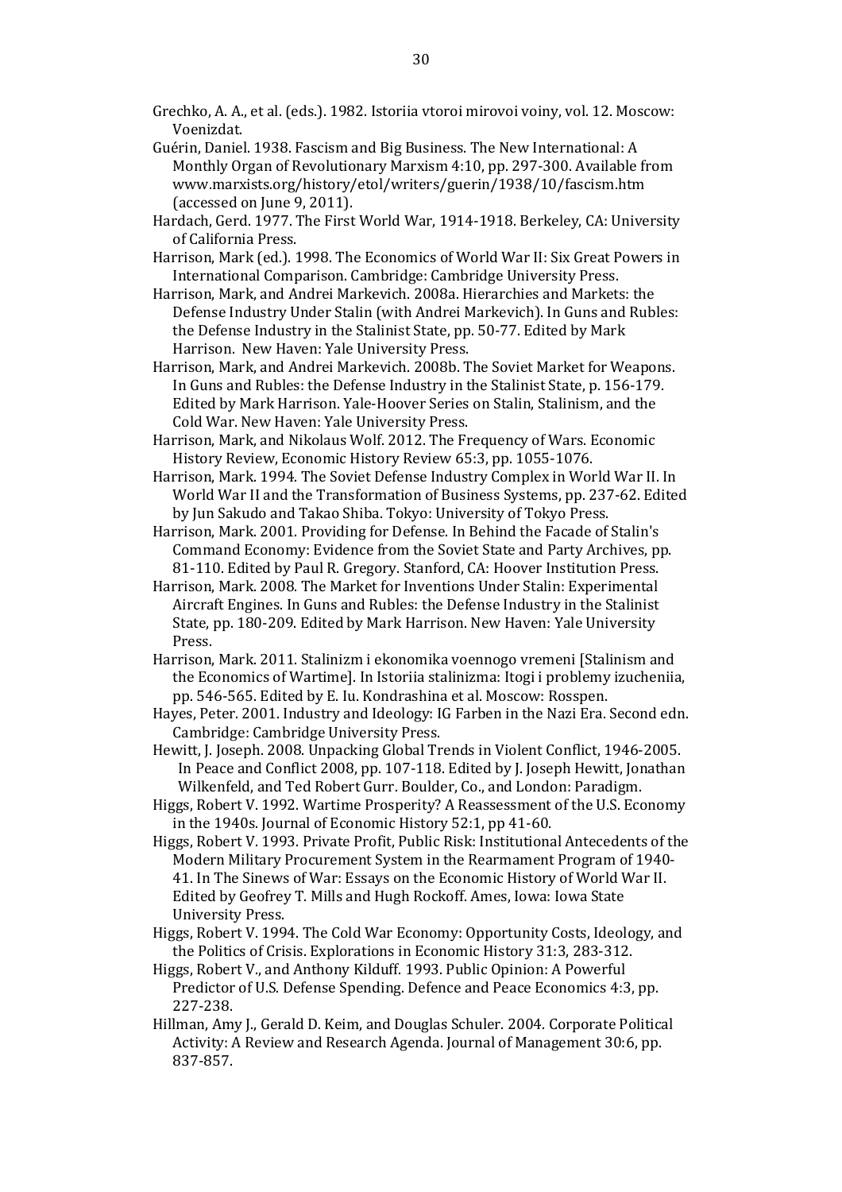Grechko, A. A., et al. (eds.). 1982. Istoriia vtoroi mirovoi voiny, vol. 12. Moscow: Voenizdat.

Guérin, Daniel. 1938. Fascism and Big Business. The New International: A Monthly Organ of Revolutionary Marxism 4:10, pp. 297-300. Available from www.marxists.org/history/etol/writers/guerin/1938/10/fascism.htm (accessed on June 9, 2011).

Hardach, Gerd. 1977. The First World War, 1914-1918. Berkeley, CA: University of California Press.

Harrison, Mark (ed.). 1998. The Economics of World War II: Six Great Powers in International Comparison. Cambridge: Cambridge University Press.

Harrison, Mark, and Andrei Markevich. 2008a. Hierarchies and Markets: the Defense Industry Under Stalin (with Andrei Markevich). In Guns and Rubles: the Defense Industry in the Stalinist State, pp. 50-77. Edited by Mark Harrison. New Haven: Yale University Press.

Harrison, Mark, and Andrei Markevich. 2008b. The Soviet Market for Weapons. In Guns and Rubles: the Defense Industry in the Stalinist State, p. 156-179. Edited by Mark Harrison. Yale-Hoover Series on Stalin, Stalinism, and the Cold War. New Haven: Yale University Press.

Harrison, Mark, and Nikolaus Wolf. 2012. The Frequency of Wars. Economic History Review, Economic History Review 65:3, pp. 1055-1076.

Harrison, Mark. 1994. The Soviet Defense Industry Complex in World War II. In World War II and the Transformation of Business Systems, pp. 237-62. Edited by Jun Sakudo and Takao Shiba. Tokyo: University of Tokyo Press.

Harrison, Mark. 2001. Providing for Defense. In Behind the Facade of Stalin's Command Economy: Evidence from the Soviet State and Party Archives, pp. 81-110. Edited by Paul R. Gregory. Stanford, CA: Hoover Institution Press.

Harrison, Mark. 2008. The Market for Inventions Under Stalin: Experimental Aircraft Engines. In Guns and Rubles: the Defense Industry in the Stalinist State, pp. 180-209. Edited by Mark Harrison. New Haven: Yale University Press.

Harrison, Mark. 2011. Stalinizm i ekonomika voennogo vremeni [Stalinism and the Economics of Wartime]. In Istoriia stalinizma: Itogi i problemy izucheniia, pp. 546-565. Edited by E. Iu. Kondrashina et al. Moscow: Rosspen.

Hayes, Peter. 2001. Industry and Ideology: IG Farben in the Nazi Era. Second edn. Cambridge: Cambridge University Press.

Hewitt, J. Joseph. 2008. Unpacking Global Trends in Violent Conflict, 1946-2005. In Peace and Conflict 2008, pp. 107-118. Edited by J. Joseph Hewitt, Jonathan Wilkenfeld, and Ted Robert Gurr. Boulder, Co., and London: Paradigm.

Higgs, Robert V. 1992. Wartime Prosperity? A Reassessment of the U.S. Economy in the 1940s. Journal of Economic History 52:1, pp 41-60.

Higgs, Robert V. 1993. Private Profit, Public Risk: Institutional Antecedents of the Modern Military Procurement System in the Rearmament Program of 1940-41. In The Sinews of War: Essays on the Economic History of World War II. Edited by Geofrey T. Mills and Hugh Rockoff. Ames, Iowa: Iowa State University Press.

Higgs, Robert V. 1994. The Cold War Economy: Opportunity Costs, Ideology, and the Politics of Crisis. Explorations in Economic History 31:3, 283-312.

Higgs, Robert V., and Anthony Kilduff. 1993. Public Opinion: A Powerful Predictor of U.S. Defense Spending. Defence and Peace Economics 4:3, pp. 227-238.

Hillman, Amy J., Gerald D. Keim, and Douglas Schuler. 2004. Corporate Political Activity: A Review and Research Agenda. Journal of Management 30:6, pp. 837-857.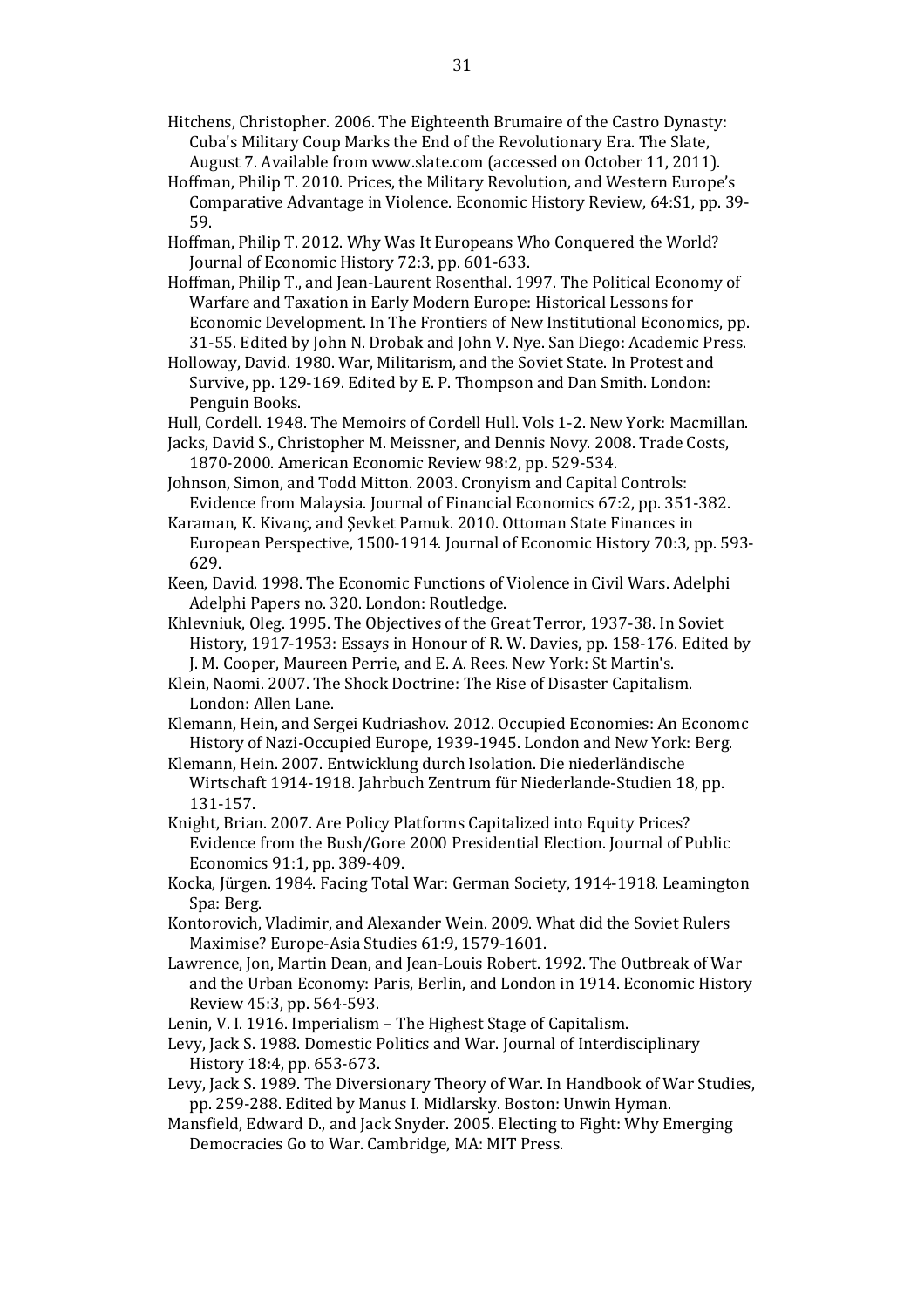Hitchens, Christopher. 2006. The Eighteenth Brumaire of the Castro Dynasty: Cuba's Military Coup Marks the End of the Revolutionary Era. The Slate, August 7. Available from www.slate.com (accessed on October 11, 2011).

Hoffman, Philip T. 2010. Prices, the Military Revolution, and Western Europe's Comparative Advantage in Violence. Economic History Review, 64:S1, pp. 39-59.

Hoffman, Philip T. 2012. Why Was It Europeans Who Conquered the World? Journal of Economic History 72:3, pp. 601-633.

Hoffman, Philip T., and Jean-Laurent Rosenthal. 1997. The Political Economy of Warfare and Taxation in Early Modern Europe: Historical Lessons for Economic Development. In The Frontiers of New Institutional Economics, pp. 31-55. Edited by John N. Drobak and John V. Nye. San Diego: Academic Press.

Holloway, David. 1980. War, Militarism, and the Soviet State. In Protest and Survive, pp. 129-169. Edited by E. P. Thompson and Dan Smith. London: Penguin Books.

Hull, Cordell. 1948. The Memoirs of Cordell Hull. Vols 1-2. New York: Macmillan.

Jacks, David S., Christopher M. Meissner, and Dennis Novy. 2008. Trade Costs, 1870-2000. American Economic Review 98:2, pp. 529-534.

Johnson, Simon, and Todd Mitton. 2003. Cronyism and Capital Controls: Evidence from Malaysia. Journal of Financial Economics 67:2, pp. 351-382.

Karaman, K. Kivanç, and Şevket Pamuk. 2010. Ottoman State Finances in European Perspective, 1500-1914. Journal of Economic History 70:3, pp. 593-629.

Keen, David. 1998. The Economic Functions of Violence in Civil Wars. Adelphi Adelphi Papers no. 320. London: Routledge.

Khlevniuk, Oleg. 1995. The Objectives of the Great Terror, 1937-38. In Soviet History, 1917-1953: Essays in Honour of R. W. Davies, pp. 158-176. Edited by J. M. Cooper, Maureen Perrie, and E. A. Rees. New York: St Martin's.

Klein, Naomi. 2007. The Shock Doctrine: The Rise of Disaster Capitalism. London: Allen Lane.

Klemann, Hein, and Sergei Kudriashov. 2012. Occupied Economies: An Economc History of Nazi-Occupied Europe, 1939-1945. London and New York: Berg.

Klemann, Hein. 2007. Entwicklung durch Isolation. Die niederländische Wirtschaft 1914-1918. Jahrbuch Zentrum für Niederlande-Studien 18, pp. 131-157.

Knight, Brian. 2007. Are Policy Platforms Capitalized into Equity Prices? Evidence from the Bush/Gore 2000 Presidential Election. Journal of Public Economics 91:1, pp. 389-409.

Kocka, Jürgen. 1984. Facing Total War: German Society, 1914-1918. Leamington Spa: Berg.

Kontorovich, Vladimir, and Alexander Wein. 2009. What did the Soviet Rulers Maximise? Europe-Asia Studies 61:9, 1579-1601.

Lawrence, Jon, Martin Dean, and Jean-Louis Robert. 1992. The Outbreak of War and the Urban Economy: Paris, Berlin, and London in 1914. Economic History Review 45:3, pp. 564-593.

Lenin, V. I. 1916. Imperialism – The Highest Stage of Capitalism.

Levy, Jack S. 1988. Domestic Politics and War. Journal of Interdisciplinary History 18:4, pp. 653-673.

Levy, Jack S. 1989. The Diversionary Theory of War. In Handbook of War Studies, pp. 259-288. Edited by Manus I. Midlarsky. Boston: Unwin Hyman.

Mansfield, Edward D., and Jack Snyder. 2005. Electing to Fight: Why Emerging Democracies Go to War. Cambridge, MA: MIT Press.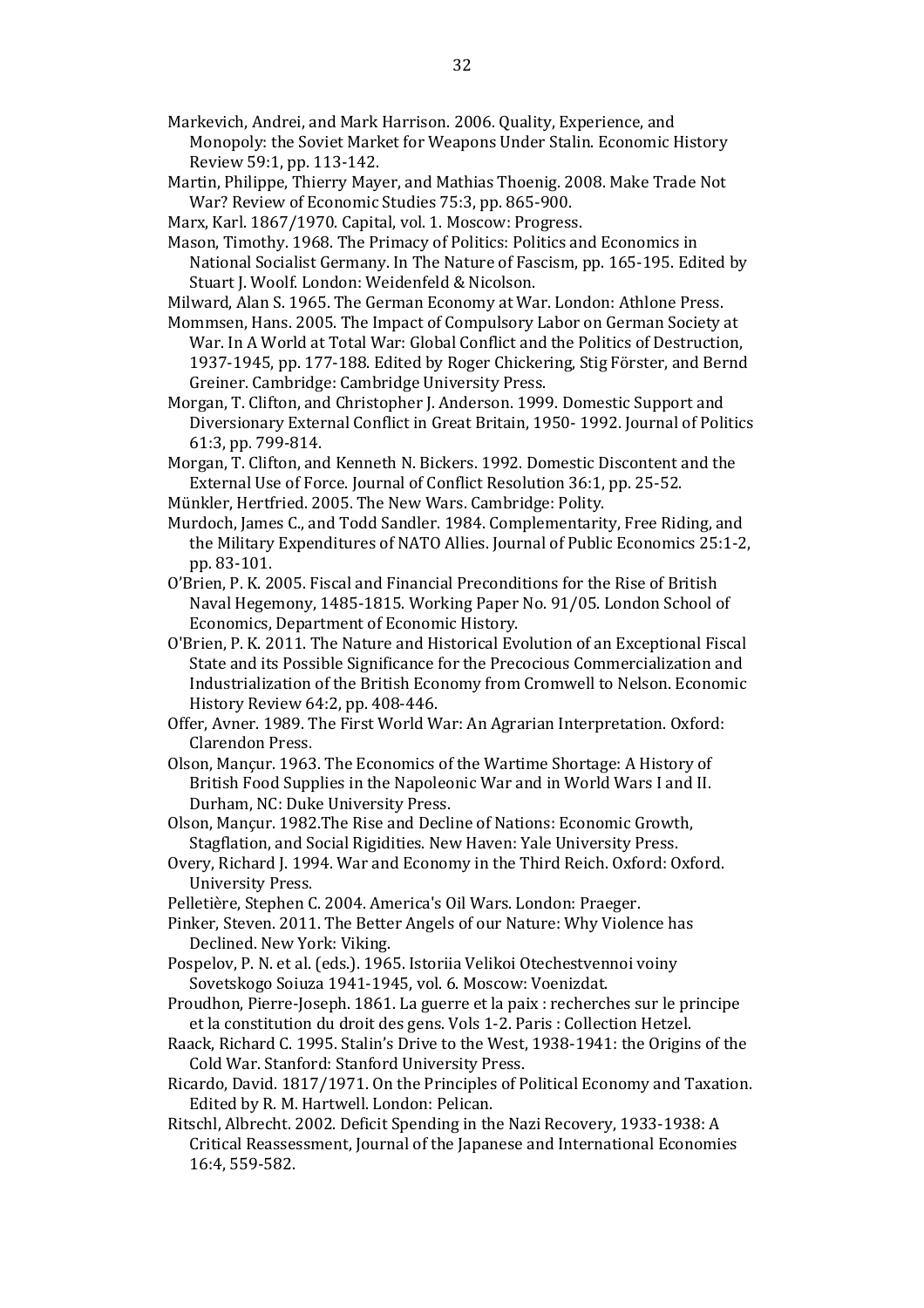Markevich, Andrei, and Mark Harrison. 2006. Quality, Experience, and Monopoly: the Soviet Market for Weapons Under Stalin. Economic History Review 59:1, pp. 113-142.

Martin, Philippe, Thierry Mayer, and Mathias Thoenig. 2008. Make Trade Not War? Review of Economic Studies 75:3, pp. 865-900.

Marx, Karl. 1867/1970. Capital, vol. 1. Moscow: Progress.

Mason, Timothy. 1968. The Primacy of Politics: Politics and Economics in National Socialist Germany. In The Nature of Fascism, pp. 165-195. Edited by Stuart J. Woolf. London: Weidenfeld & Nicolson.

Milward, Alan S. 1965. The German Economy at War. London: Athlone Press.

Mommsen, Hans. 2005. The Impact of Compulsory Labor on German Society at War. In A World at Total War: Global Conflict and the Politics of Destruction, 1937-1945, pp. 177-188. Edited by Roger Chickering, Stig Förster, and Bernd Greiner. Cambridge: Cambridge University Press.

Morgan, T. Clifton, and Christopher J. Anderson. 1999. Domestic Support and Diversionary External Conflict in Great Britain, 1950- 1992. Journal of Politics 61:3, pp. 799-814.

Morgan, T. Clifton, and Kenneth N. Bickers. 1992. Domestic Discontent and the External Use of Force. Journal of Conflict Resolution 36:1, pp. 25-52.

Münkler, Hertfried. 2005. The New Wars. Cambridge: Polity.

Murdoch, James C., and Todd Sandler. 1984. Complementarity, Free Riding, and the Military Expenditures of NATO Allies. Journal of Public Economics 25:1-2, pp. 83-101.

O'Brien, P. K. 2005. Fiscal and Financial Preconditions for the Rise of British Naval Hegemony, 1485-1815. Working Paper No. 91/05. London School of Economics, Department of Economic History.

O'Brien, P. K. 2011. The Nature and Historical Evolution of an Exceptional Fiscal State and its Possible Significance for the Precocious Commercialization and Industrialization of the British Economy from Cromwell to Nelson. Economic History Review 64:2, pp. 408-446.

Offer, Avner. 1989. The First World War: An Agrarian Interpretation. Oxford: Clarendon Press.

Olson, Mançur. 1963. The Economics of the Wartime Shortage: A History of British Food Supplies in the Napoleonic War and in World Wars I and II. Durham, NC: Duke University Press.

Olson, Mançur. 1982.The Rise and Decline of Nations: Economic Growth, Stagflation, and Social Rigidities. New Haven: Yale University Press.

Overy, Richard J. 1994. War and Economy in the Third Reich. Oxford: Oxford. University Press.

Pelletière, Stephen C. 2004. America's Oil Wars. London: Praeger.

Pinker, Steven. 2011. The Better Angels of our Nature: Why Violence has Declined. New York: Viking.

Pospelov, P. N. et al. (eds.). 1965. Istoriia Velikoi Otechestvennoi voiny Sovetskogo Soiuza 1941-1945, vol. 6. Moscow: Voenizdat.

Proudhon, Pierre-Joseph. 1861. La guerre et la paix : recherches sur le principe et la constitution du droit des gens. Vols 1-2. Paris : Collection Hetzel.

Raack, Richard C. 1995. Stalin's Drive to the West, 1938-1941: the Origins of the Cold War. Stanford: Stanford University Press.

Ricardo, David. 1817/1971. On the Principles of Political Economy and Taxation. Edited by R. M. Hartwell. London: Pelican.

Ritschl, Albrecht. 2002. Deficit Spending in the Nazi Recovery, 1933-1938: A Critical Reassessment, Journal of the Japanese and International Economies 16:4, 559-582.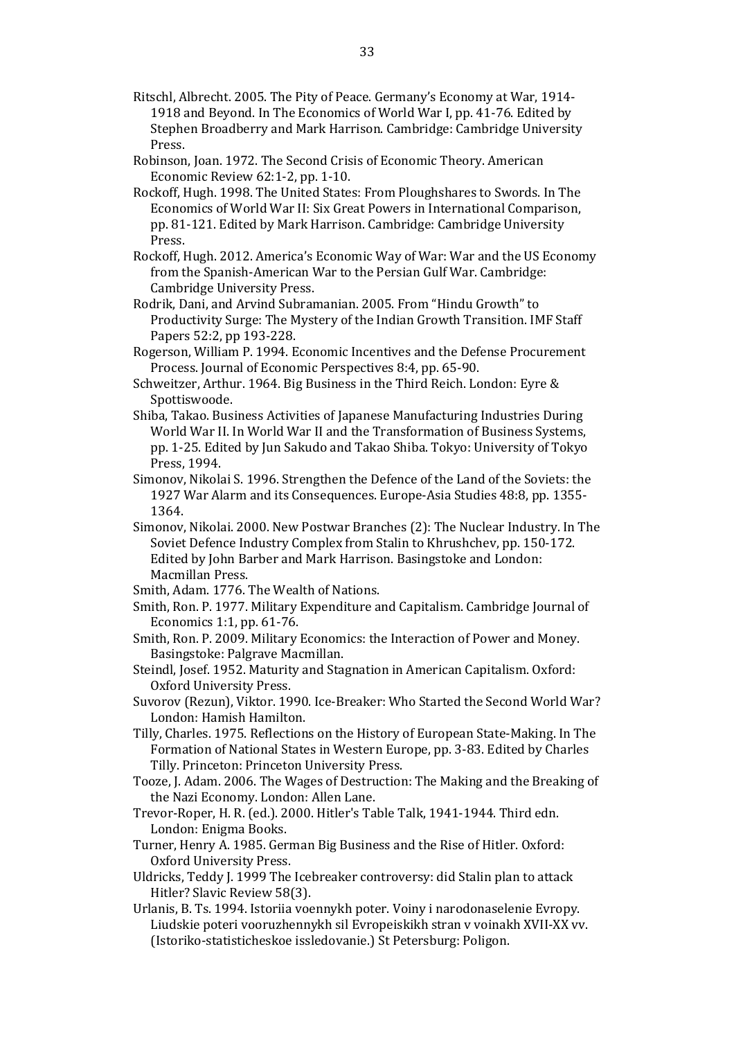Ritschl, Albrecht. 2005. The Pity of Peace. Germany's Economy at War, 1914-1918 and Beyond. In The Economics of World War I, pp. 41-76. Edited by Stephen Broadberry and Mark Harrison. Cambridge: Cambridge University Press.

Robinson, Joan. 1972. The Second Crisis of Economic Theory. American Economic Review 62:1-2, pp. 1-10.

Rockoff, Hugh. 1998. The United States: From Ploughshares to Swords. In The Economics of World War II: Six Great Powers in International Comparison, pp. 81-121. Edited by Mark Harrison. Cambridge: Cambridge University Press.

Rockoff, Hugh. 2012. America's Economic Way of War: War and the US Economy from the Spanish-American War to the Persian Gulf War. Cambridge: Cambridge University Press.

Rodrik, Dani, and Arvind Subramanian. 2005. From "Hindu Growth" to Productivity Surge: The Mystery of the Indian Growth Transition. IMF Staff Papers 52:2, pp 193-228.

Rogerson, William P. 1994. Economic Incentives and the Defense Procurement Process. Journal of Economic Perspectives 8:4, pp. 65-90.

Schweitzer, Arthur. 1964. Big Business in the Third Reich. London: Eyre & Spottiswoode.

Shiba, Takao. Business Activities of Japanese Manufacturing Industries During World War II. In World War II and the Transformation of Business Systems, pp. 1-25. Edited by Jun Sakudo and Takao Shiba. Tokyo: University of Tokyo Press, 1994.

Simonov, Nikolai S. 1996. Strengthen the Defence of the Land of the Soviets: the 1927 War Alarm and its Consequences. Europe-Asia Studies 48:8, pp. 1355-1364.

Simonov, Nikolai. 2000. New Postwar Branches (2): The Nuclear Industry. In The Soviet Defence Industry Complex from Stalin to Khrushchev, pp. 150-172. Edited by John Barber and Mark Harrison. Basingstoke and London: Macmillan Press.

Smith, Adam. 1776. The Wealth of Nations.

Smith, Ron. P. 1977. Military Expenditure and Capitalism. Cambridge Journal of Economics 1:1, pp. 61-76.

Smith, Ron. P. 2009. Military Economics: the Interaction of Power and Money. Basingstoke: Palgrave Macmillan.

Steindl, Josef. 1952. Maturity and Stagnation in American Capitalism. Oxford: Oxford University Press.

Suvorov (Rezun), Viktor. 1990. Ice-Breaker: Who Started the Second World War? London: Hamish Hamilton.

Tilly, Charles. 1975. Reflections on the History of European State-Making. In The Formation of National States in Western Europe, pp. 3-83. Edited by Charles Tilly. Princeton: Princeton University Press.

Tooze, J. Adam. 2006. The Wages of Destruction: The Making and the Breaking of the Nazi Economy. London: Allen Lane.

Trevor-Roper, H. R. (ed.). 2000. Hitler's Table Talk, 1941-1944. Third edn. London: Enigma Books.

Turner, Henry A. 1985. German Big Business and the Rise of Hitler. Oxford: Oxford University Press.

Uldricks, Teddy J. 1999 The Icebreaker controversy: did Stalin plan to attack Hitler? Slavic Review 58(3).

Urlanis, B. Ts. 1994. Istoriia voennykh poter. Voiny i narodonaselenie Evropy. Liudskie poteri vooruzhennykh sil Evropeiskikh stran v voinakh XVII-XX vv. (Istoriko-statisticheskoe issledovanie.) St Petersburg: Poligon.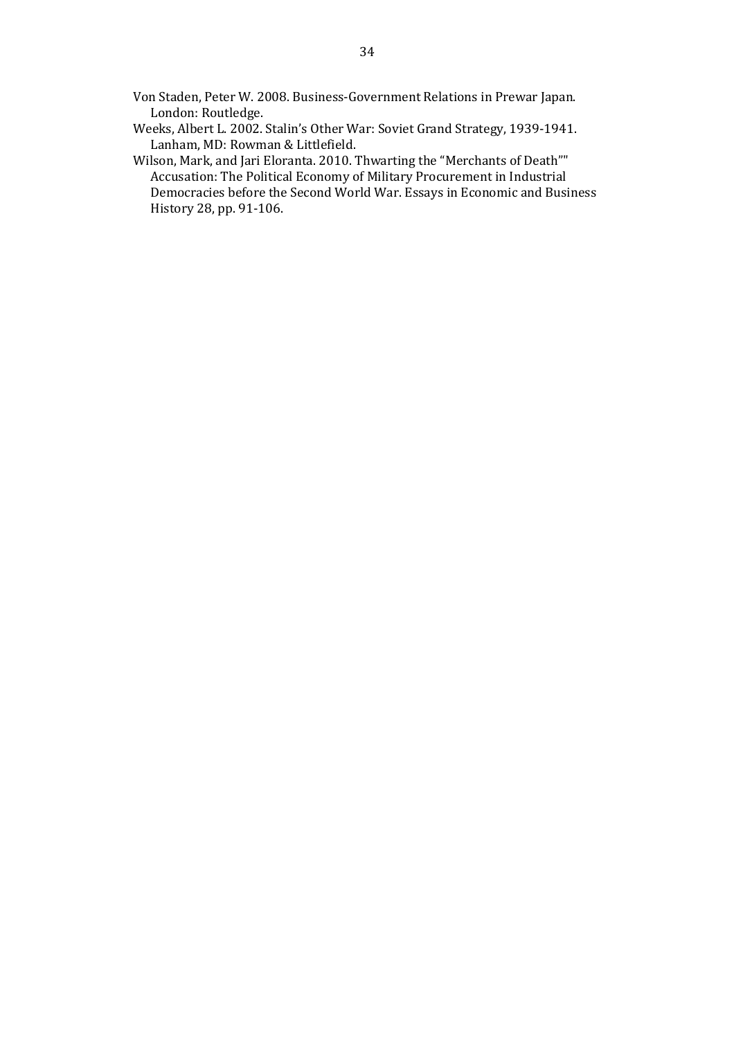Von Staden, Peter W. 2008. Business-Government Relations in Prewar Japan. London: Routledge.

Weeks, Albert L. 2002. Stalin's Other War: Soviet Grand Strategy, 1939-1941. Lanham, MD: Rowman & Littlefield.

Wilson, Mark, and Jari Eloranta. 2010. Thwarting the "Merchants of Death"" Accusation: The Political Economy of Military Procurement in Industrial Democracies before the Second World War. Essays in Economic and Business History 28, pp. 91-106.